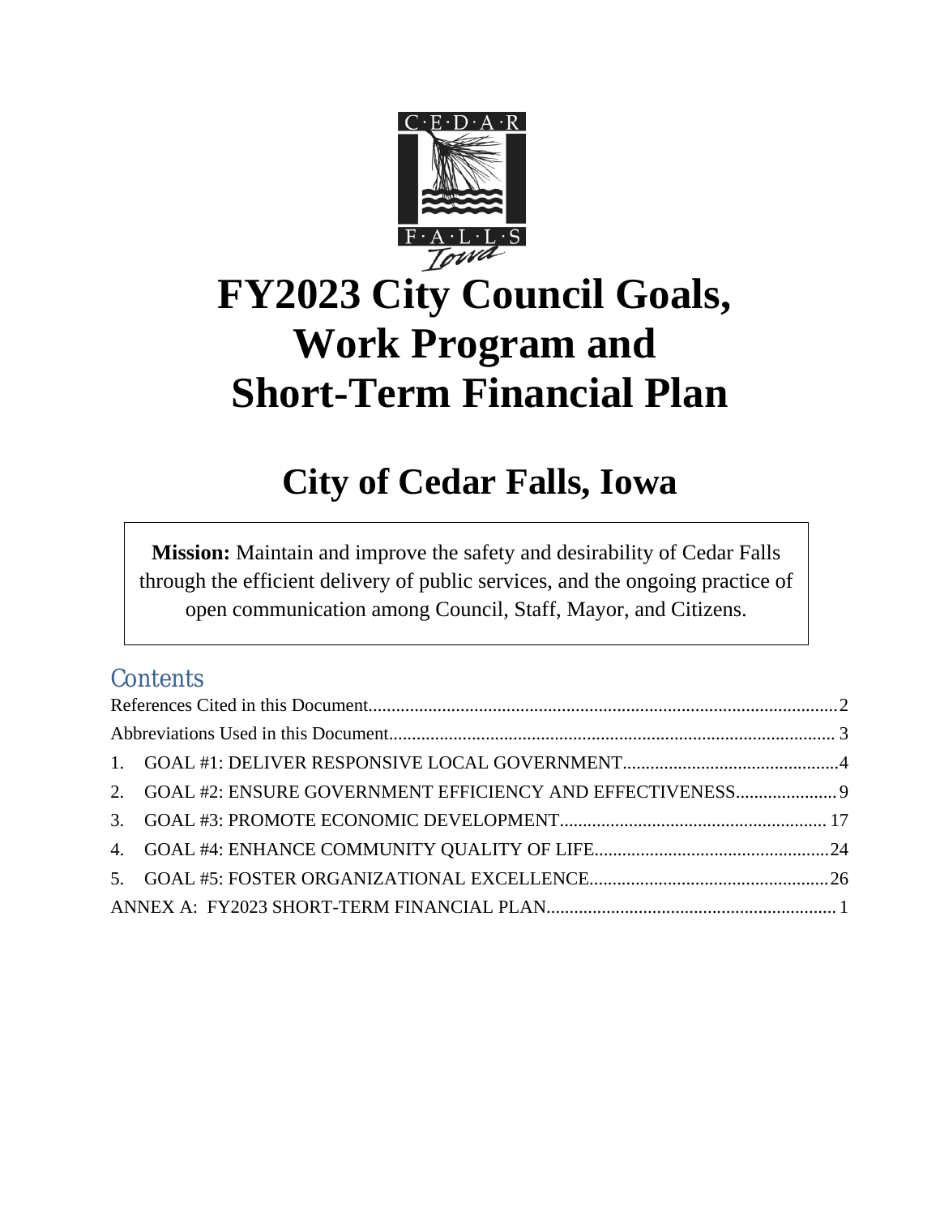# FY2023 City Council Goals, Work Program and Short-Term Financial Plan

## City of Cedar Falls, Iowa

**Mission:** Maintain and improve the safety and desirability of Cedar Falls through the efficient delivery of public services, and the ongoing practice of open communication among Council, Staff, Mayor, and Citizens.

## Contents

References Cited in this Document....................2

Abbreviations Used in this Document....................3

1. GOAL #1: DELIVER RESPONSIVE LOCAL GOVERNMENT....................4
2. GOAL #2: ENSURE GOVERNMENT EFFICIENCY AND EFFECTIVENESS....................9
3. GOAL #3: PROMOTE ECONOMIC DEVELOPMENT....................17
4. GOAL #4: ENHANCE COMMUNITY QUALITY OF LIFE....................24
5. GOAL #5: FOSTER ORGANIZATIONAL EXCELLENCE....................26

ANNEX A: FY2023 SHORT-TERM FINANCIAL PLAN....................1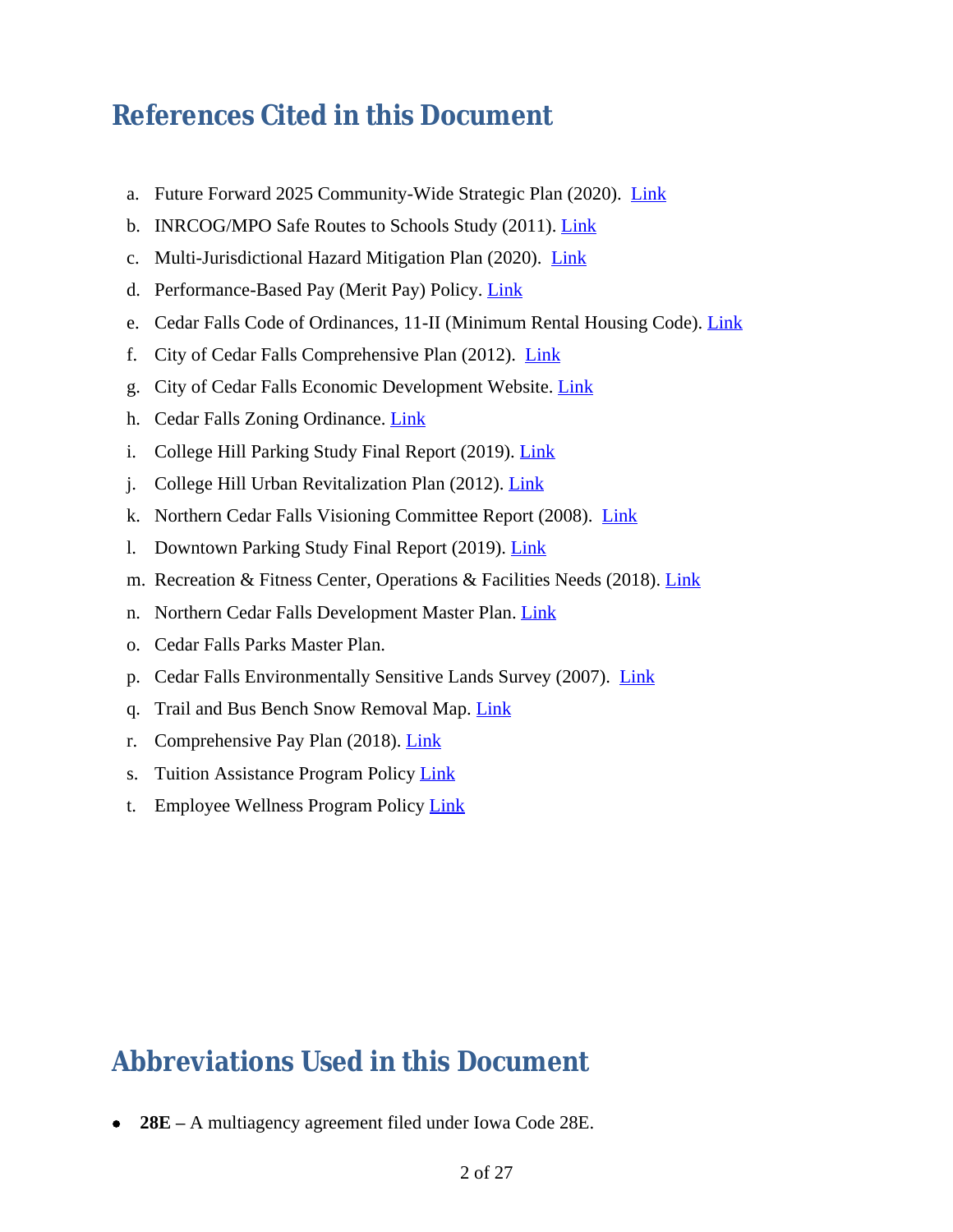## References Cited in this Document

a. Future Forward 2025 Community-Wide Strategic Plan (2020). Link
b. INRCOG/MPO Safe Routes to Schools Study (2011). Link
c. Multi-Jurisdictional Hazard Mitigation Plan (2020). Link
d. Performance-Based Pay (Merit Pay) Policy. Link
e. Cedar Falls Code of Ordinances, 11-II (Minimum Rental Housing Code). Link
f. City of Cedar Falls Comprehensive Plan (2012). Link
g. City of Cedar Falls Economic Development Website. Link
h. Cedar Falls Zoning Ordinance. Link
i. College Hill Parking Study Final Report (2019). Link
j. College Hill Urban Revitalization Plan (2012). Link
k. Northern Cedar Falls Visioning Committee Report (2008). Link
l. Downtown Parking Study Final Report (2019). Link
m. Recreation & Fitness Center, Operations & Facilities Needs (2018). Link
n. Northern Cedar Falls Development Master Plan. Link
o. Cedar Falls Parks Master Plan.
p. Cedar Falls Environmentally Sensitive Lands Survey (2007). Link
q. Trail and Bus Bench Snow Removal Map. Link
r. Comprehensive Pay Plan (2018). Link
s. Tuition Assistance Program Policy Link
t. Employee Wellness Program Policy Link

## Abbreviations Used in this Document

- **28E –** A multiagency agreement filed under Iowa Code 28E.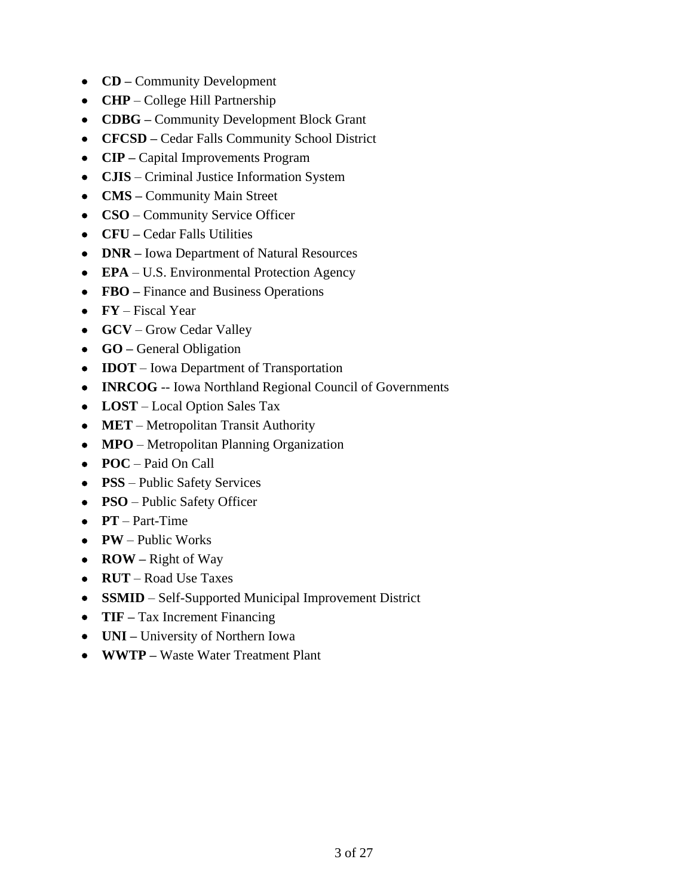- **CD –** Community Development
- **CHP** – College Hill Partnership
- **CDBG –** Community Development Block Grant
- **CFCSD –** Cedar Falls Community School District
- **CIP –** Capital Improvements Program
- **CJIS** – Criminal Justice Information System
- **CMS –** Community Main Street
- **CSO** – Community Service Officer
- **CFU –** Cedar Falls Utilities
- **DNR –** Iowa Department of Natural Resources
- **EPA** – U.S. Environmental Protection Agency
- **FBO –** Finance and Business Operations
- **FY** – Fiscal Year
- **GCV** – Grow Cedar Valley
- **GO –** General Obligation
- **IDOT** – Iowa Department of Transportation
- **INRCOG** -- Iowa Northland Regional Council of Governments
- **LOST** – Local Option Sales Tax
- **MET** – Metropolitan Transit Authority
- **MPO** – Metropolitan Planning Organization
- **POC** – Paid On Call
- **PSS** – Public Safety Services
- **PSO** – Public Safety Officer
- **PT** – Part-Time
- **PW** – Public Works
- **ROW –** Right of Way
- **RUT** – Road Use Taxes
- **SSMID** – Self-Supported Municipal Improvement District
- **TIF –** Tax Increment Financing
- **UNI –** University of Northern Iowa
- **WWTP –** Waste Water Treatment Plant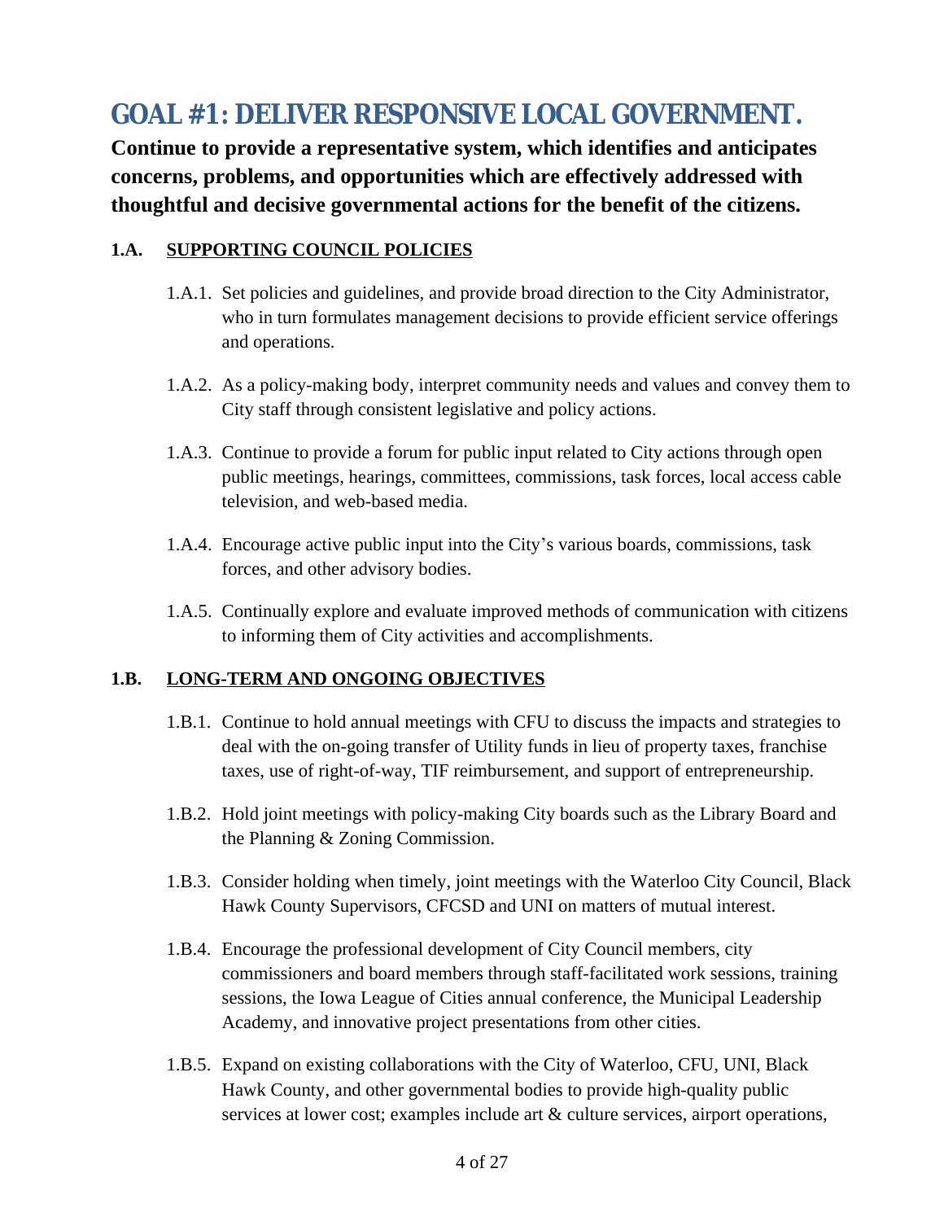# GOAL #1: DELIVER RESPONSIVE LOCAL GOVERNMENT.

**Continue to provide a representative system, which identifies and anticipates concerns, problems, and opportunities which are effectively addressed with thoughtful and decisive governmental actions for the benefit of the citizens.**

## 1.A. SUPPORTING COUNCIL POLICIES

1.A.1. Set policies and guidelines, and provide broad direction to the City Administrator, who in turn formulates management decisions to provide efficient service offerings and operations.

1.A.2. As a policy-making body, interpret community needs and values and convey them to City staff through consistent legislative and policy actions.

1.A.3. Continue to provide a forum for public input related to City actions through open public meetings, hearings, committees, commissions, task forces, local access cable television, and web-based media.

1.A.4. Encourage active public input into the City's various boards, commissions, task forces, and other advisory bodies.

1.A.5. Continually explore and evaluate improved methods of communication with citizens to informing them of City activities and accomplishments.

## 1.B. LONG-TERM AND ONGOING OBJECTIVES

1.B.1. Continue to hold annual meetings with CFU to discuss the impacts and strategies to deal with the on-going transfer of Utility funds in lieu of property taxes, franchise taxes, use of right-of-way, TIF reimbursement, and support of entrepreneurship.

1.B.2. Hold joint meetings with policy-making City boards such as the Library Board and the Planning & Zoning Commission.

1.B.3. Consider holding when timely, joint meetings with the Waterloo City Council, Black Hawk County Supervisors, CFCSD and UNI on matters of mutual interest.

1.B.4. Encourage the professional development of City Council members, city commissioners and board members through staff-facilitated work sessions, training sessions, the Iowa League of Cities annual conference, the Municipal Leadership Academy, and innovative project presentations from other cities.

1.B.5. Expand on existing collaborations with the City of Waterloo, CFU, UNI, Black Hawk County, and other governmental bodies to provide high-quality public services at lower cost; examples include art & culture services, airport operations,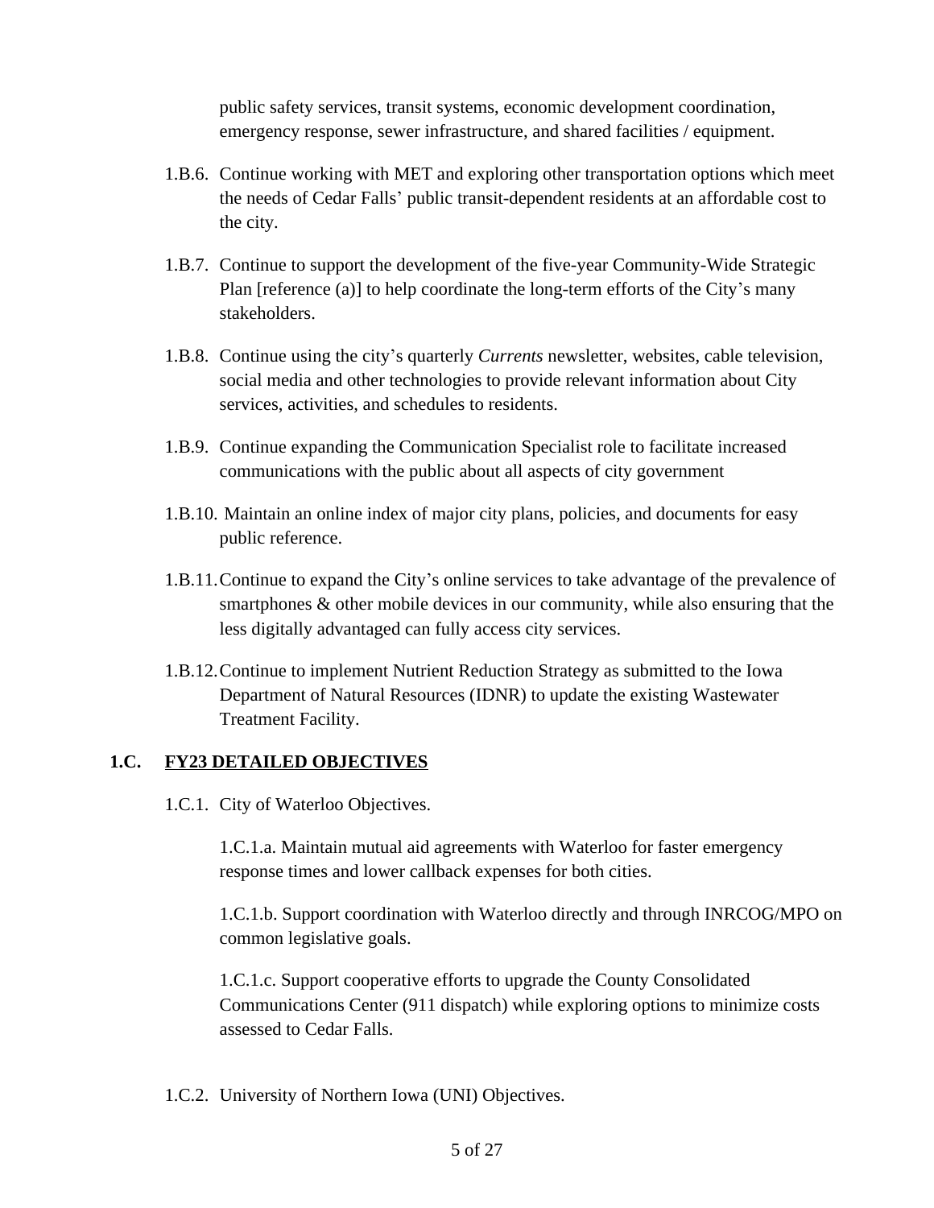public safety services, transit systems, economic development coordination, emergency response, sewer infrastructure, and shared facilities / equipment.

1.B.6. Continue working with MET and exploring other transportation options which meet the needs of Cedar Falls' public transit-dependent residents at an affordable cost to the city.

1.B.7. Continue to support the development of the five-year Community-Wide Strategic Plan [reference (a)] to help coordinate the long-term efforts of the City's many stakeholders.

1.B.8. Continue using the city's quarterly *Currents* newsletter, websites, cable television, social media and other technologies to provide relevant information about City services, activities, and schedules to residents.

1.B.9. Continue expanding the Communication Specialist role to facilitate increased communications with the public about all aspects of city government

1.B.10. Maintain an online index of major city plans, policies, and documents for easy public reference.

1.B.11. Continue to expand the City's online services to take advantage of the prevalence of smartphones & other mobile devices in our community, while also ensuring that the less digitally advantaged can fully access city services.

1.B.12. Continue to implement Nutrient Reduction Strategy as submitted to the Iowa Department of Natural Resources (IDNR) to update the existing Wastewater Treatment Facility.

## 1.C. FY23 DETAILED OBJECTIVES

1.C.1. City of Waterloo Objectives.

1.C.1.a. Maintain mutual aid agreements with Waterloo for faster emergency response times and lower callback expenses for both cities.

1.C.1.b. Support coordination with Waterloo directly and through INRCOG/MPO on common legislative goals.

1.C.1.c. Support cooperative efforts to upgrade the County Consolidated Communications Center (911 dispatch) while exploring options to minimize costs assessed to Cedar Falls.

1.C.2. University of Northern Iowa (UNI) Objectives.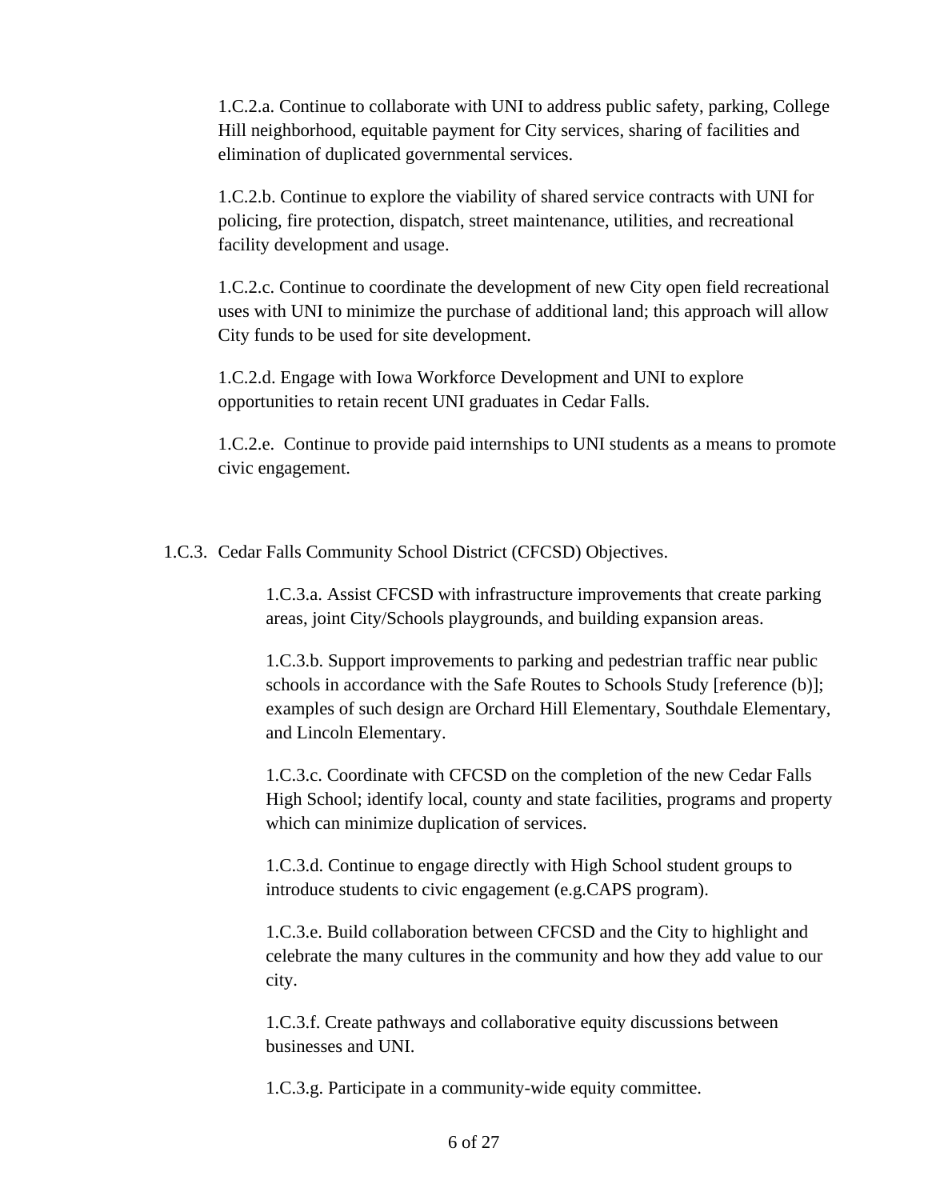1.C.2.a. Continue to collaborate with UNI to address public safety, parking, College Hill neighborhood, equitable payment for City services, sharing of facilities and elimination of duplicated governmental services.

1.C.2.b. Continue to explore the viability of shared service contracts with UNI for policing, fire protection, dispatch, street maintenance, utilities, and recreational facility development and usage.

1.C.2.c. Continue to coordinate the development of new City open field recreational uses with UNI to minimize the purchase of additional land; this approach will allow City funds to be used for site development.

1.C.2.d. Engage with Iowa Workforce Development and UNI to explore opportunities to retain recent UNI graduates in Cedar Falls.

1.C.2.e. Continue to provide paid internships to UNI students as a means to promote civic engagement.

1.C.3. Cedar Falls Community School District (CFCSD) Objectives.

1.C.3.a. Assist CFCSD with infrastructure improvements that create parking areas, joint City/Schools playgrounds, and building expansion areas.

1.C.3.b. Support improvements to parking and pedestrian traffic near public schools in accordance with the Safe Routes to Schools Study [reference (b)]; examples of such design are Orchard Hill Elementary, Southdale Elementary, and Lincoln Elementary.

1.C.3.c. Coordinate with CFCSD on the completion of the new Cedar Falls High School; identify local, county and state facilities, programs and property which can minimize duplication of services.

1.C.3.d. Continue to engage directly with High School student groups to introduce students to civic engagement (e.g.CAPS program).

1.C.3.e. Build collaboration between CFCSD and the City to highlight and celebrate the many cultures in the community and how they add value to our city.

1.C.3.f. Create pathways and collaborative equity discussions between businesses and UNI.

1.C.3.g. Participate in a community-wide equity committee.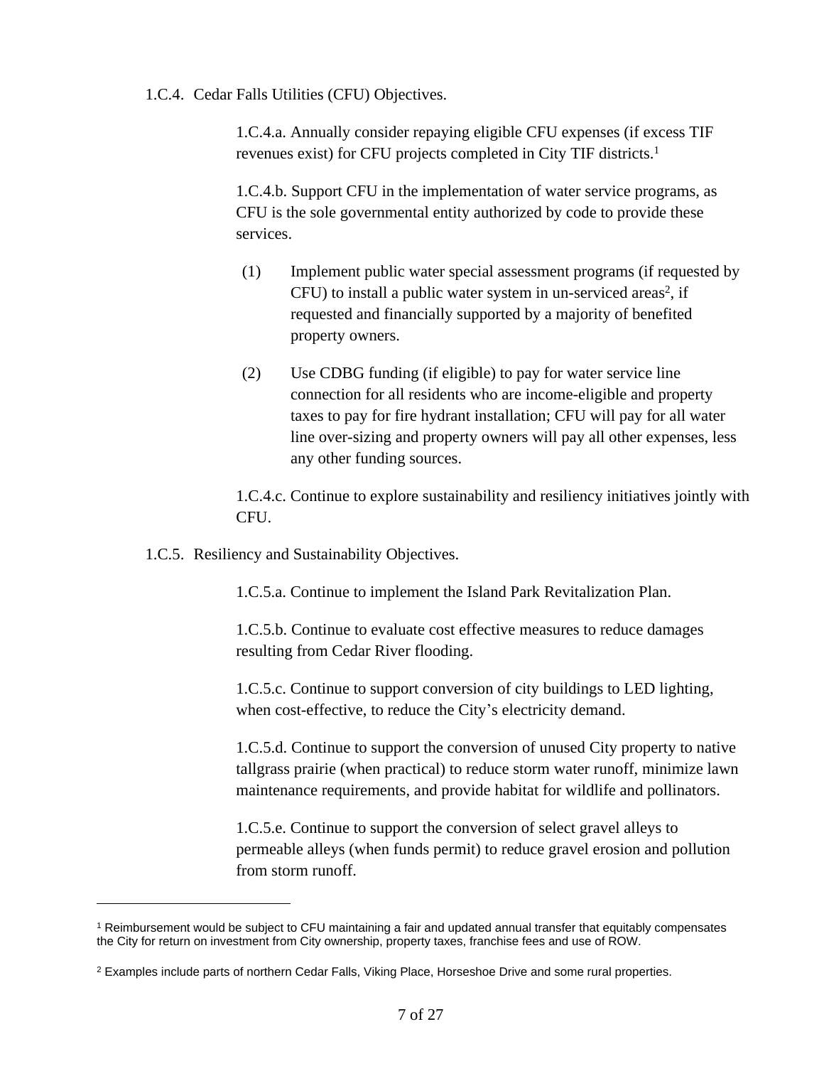1.C.4. Cedar Falls Utilities (CFU) Objectives.

1.C.4.a. Annually consider repaying eligible CFU expenses (if excess TIF revenues exist) for CFU projects completed in City TIF districts.[1]

1.C.4.b. Support CFU in the implementation of water service programs, as CFU is the sole governmental entity authorized by code to provide these services.

(1) Implement public water special assessment programs (if requested by CFU) to install a public water system in un-serviced areas[2], if requested and financially supported by a majority of benefited property owners.

(2) Use CDBG funding (if eligible) to pay for water service line connection for all residents who are income-eligible and property taxes to pay for fire hydrant installation; CFU will pay for all water line over-sizing and property owners will pay all other expenses, less any other funding sources.

1.C.4.c. Continue to explore sustainability and resiliency initiatives jointly with CFU.

1.C.5. Resiliency and Sustainability Objectives.

1.C.5.a. Continue to implement the Island Park Revitalization Plan.

1.C.5.b. Continue to evaluate cost effective measures to reduce damages resulting from Cedar River flooding.

1.C.5.c. Continue to support conversion of city buildings to LED lighting, when cost-effective, to reduce the City's electricity demand.

1.C.5.d. Continue to support the conversion of unused City property to native tallgrass prairie (when practical) to reduce storm water runoff, minimize lawn maintenance requirements, and provide habitat for wildlife and pollinators.

1.C.5.e. Continue to support the conversion of select gravel alleys to permeable alleys (when funds permit) to reduce gravel erosion and pollution from storm runoff.

---

[1] Reimbursement would be subject to CFU maintaining a fair and updated annual transfer that equitably compensates the City for return on investment from City ownership, property taxes, franchise fees and use of ROW.

[2] Examples include parts of northern Cedar Falls, Viking Place, Horseshoe Drive and some rural properties.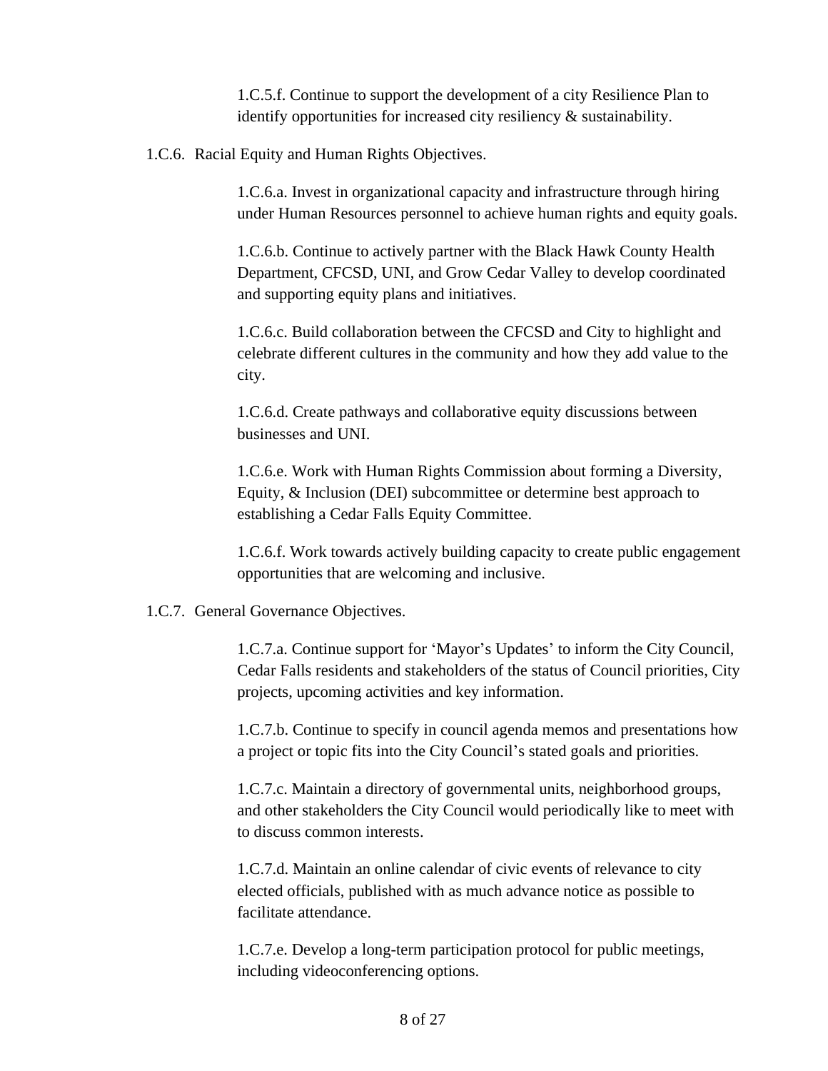1.C.5.f. Continue to support the development of a city Resilience Plan to identify opportunities for increased city resiliency & sustainability.

1.C.6. Racial Equity and Human Rights Objectives.

1.C.6.a. Invest in organizational capacity and infrastructure through hiring under Human Resources personnel to achieve human rights and equity goals.

1.C.6.b. Continue to actively partner with the Black Hawk County Health Department, CFCSD, UNI, and Grow Cedar Valley to develop coordinated and supporting equity plans and initiatives.

1.C.6.c. Build collaboration between the CFCSD and City to highlight and celebrate different cultures in the community and how they add value to the city.

1.C.6.d. Create pathways and collaborative equity discussions between businesses and UNI.

1.C.6.e. Work with Human Rights Commission about forming a Diversity, Equity, & Inclusion (DEI) subcommittee or determine best approach to establishing a Cedar Falls Equity Committee.

1.C.6.f. Work towards actively building capacity to create public engagement opportunities that are welcoming and inclusive.

1.C.7. General Governance Objectives.

1.C.7.a. Continue support for 'Mayor's Updates' to inform the City Council, Cedar Falls residents and stakeholders of the status of Council priorities, City projects, upcoming activities and key information.

1.C.7.b. Continue to specify in council agenda memos and presentations how a project or topic fits into the City Council's stated goals and priorities.

1.C.7.c. Maintain a directory of governmental units, neighborhood groups, and other stakeholders the City Council would periodically like to meet with to discuss common interests.

1.C.7.d. Maintain an online calendar of civic events of relevance to city elected officials, published with as much advance notice as possible to facilitate attendance.

1.C.7.e. Develop a long-term participation protocol for public meetings, including videoconferencing options.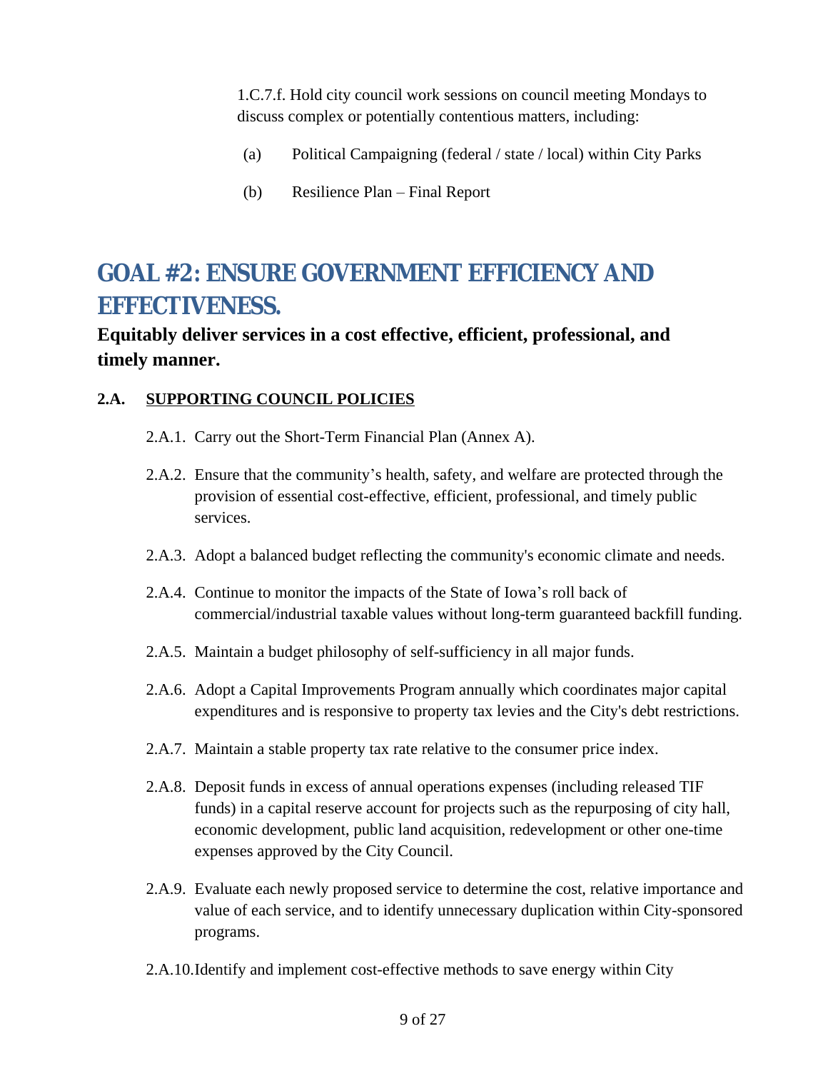1.C.7.f. Hold city council work sessions on council meeting Mondays to discuss complex or potentially contentious matters, including:

(a) Political Campaigning (federal / state / local) within City Parks

(b) Resilience Plan – Final Report

# GOAL #2: ENSURE GOVERNMENT EFFICIENCY AND EFFECTIVENESS.

**Equitably deliver services in a cost effective, efficient, professional, and timely manner.**

## 2.A. <u>SUPPORTING COUNCIL POLICIES</u>

2.A.1. Carry out the Short-Term Financial Plan (Annex A).

2.A.2. Ensure that the community's health, safety, and welfare are protected through the provision of essential cost-effective, efficient, professional, and timely public services.

2.A.3. Adopt a balanced budget reflecting the community's economic climate and needs.

2.A.4. Continue to monitor the impacts of the State of Iowa's roll back of commercial/industrial taxable values without long-term guaranteed backfill funding.

2.A.5. Maintain a budget philosophy of self-sufficiency in all major funds.

2.A.6. Adopt a Capital Improvements Program annually which coordinates major capital expenditures and is responsive to property tax levies and the City's debt restrictions.

2.A.7. Maintain a stable property tax rate relative to the consumer price index.

2.A.8. Deposit funds in excess of annual operations expenses (including released TIF funds) in a capital reserve account for projects such as the repurposing of city hall, economic development, public land acquisition, redevelopment or other one-time expenses approved by the City Council.

2.A.9. Evaluate each newly proposed service to determine the cost, relative importance and value of each service, and to identify unnecessary duplication within City-sponsored programs.

2.A.10. Identify and implement cost-effective methods to save energy within City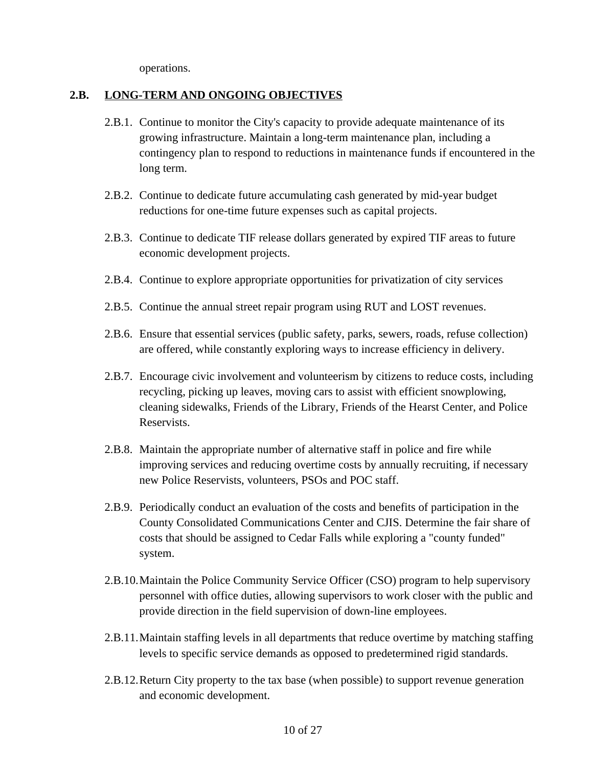operations.

## 2.B. LONG-TERM AND ONGOING OBJECTIVES

2.B.1. Continue to monitor the City's capacity to provide adequate maintenance of its growing infrastructure. Maintain a long-term maintenance plan, including a contingency plan to respond to reductions in maintenance funds if encountered in the long term.

2.B.2. Continue to dedicate future accumulating cash generated by mid-year budget reductions for one-time future expenses such as capital projects.

2.B.3. Continue to dedicate TIF release dollars generated by expired TIF areas to future economic development projects.

2.B.4. Continue to explore appropriate opportunities for privatization of city services

2.B.5. Continue the annual street repair program using RUT and LOST revenues.

2.B.6. Ensure that essential services (public safety, parks, sewers, roads, refuse collection) are offered, while constantly exploring ways to increase efficiency in delivery.

2.B.7. Encourage civic involvement and volunteerism by citizens to reduce costs, including recycling, picking up leaves, moving cars to assist with efficient snowplowing, cleaning sidewalks, Friends of the Library, Friends of the Hearst Center, and Police Reservists.

2.B.8. Maintain the appropriate number of alternative staff in police and fire while improving services and reducing overtime costs by annually recruiting, if necessary new Police Reservists, volunteers, PSOs and POC staff.

2.B.9. Periodically conduct an evaluation of the costs and benefits of participation in the County Consolidated Communications Center and CJIS. Determine the fair share of costs that should be assigned to Cedar Falls while exploring a "county funded" system.

2.B.10. Maintain the Police Community Service Officer (CSO) program to help supervisory personnel with office duties, allowing supervisors to work closer with the public and provide direction in the field supervision of down-line employees.

2.B.11. Maintain staffing levels in all departments that reduce overtime by matching staffing levels to specific service demands as opposed to predetermined rigid standards.

2.B.12. Return City property to the tax base (when possible) to support revenue generation and economic development.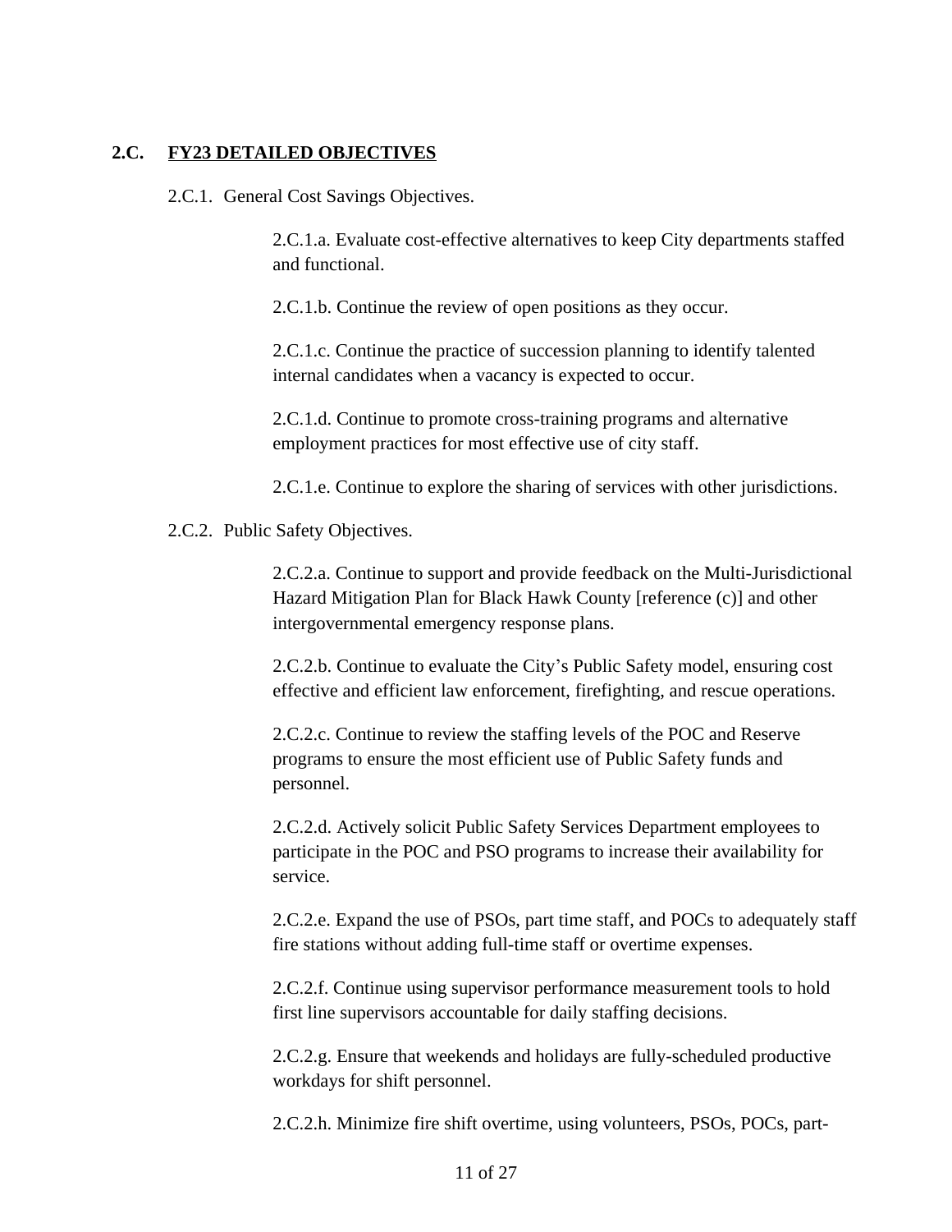## 2.C. FY23 DETAILED OBJECTIVES

2.C.1. General Cost Savings Objectives.

2.C.1.a. Evaluate cost-effective alternatives to keep City departments staffed and functional.

2.C.1.b. Continue the review of open positions as they occur.

2.C.1.c. Continue the practice of succession planning to identify talented internal candidates when a vacancy is expected to occur.

2.C.1.d. Continue to promote cross-training programs and alternative employment practices for most effective use of city staff.

2.C.1.e. Continue to explore the sharing of services with other jurisdictions.

2.C.2. Public Safety Objectives.

2.C.2.a. Continue to support and provide feedback on the Multi-Jurisdictional Hazard Mitigation Plan for Black Hawk County [reference (c)] and other intergovernmental emergency response plans.

2.C.2.b. Continue to evaluate the City's Public Safety model, ensuring cost effective and efficient law enforcement, firefighting, and rescue operations.

2.C.2.c. Continue to review the staffing levels of the POC and Reserve programs to ensure the most efficient use of Public Safety funds and personnel.

2.C.2.d. Actively solicit Public Safety Services Department employees to participate in the POC and PSO programs to increase their availability for service.

2.C.2.e. Expand the use of PSOs, part time staff, and POCs to adequately staff fire stations without adding full-time staff or overtime expenses.

2.C.2.f. Continue using supervisor performance measurement tools to hold first line supervisors accountable for daily staffing decisions.

2.C.2.g. Ensure that weekends and holidays are fully-scheduled productive workdays for shift personnel.

2.C.2.h. Minimize fire shift overtime, using volunteers, PSOs, POCs, part-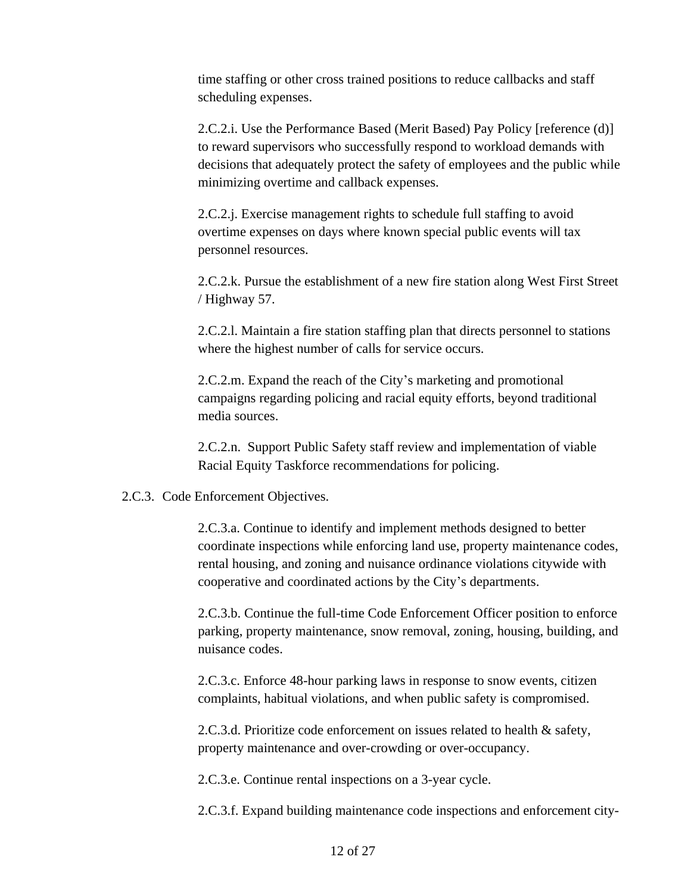time staffing or other cross trained positions to reduce callbacks and staff scheduling expenses.

2.C.2.i. Use the Performance Based (Merit Based) Pay Policy [reference (d)] to reward supervisors who successfully respond to workload demands with decisions that adequately protect the safety of employees and the public while minimizing overtime and callback expenses.

2.C.2.j. Exercise management rights to schedule full staffing to avoid overtime expenses on days where known special public events will tax personnel resources.

2.C.2.k. Pursue the establishment of a new fire station along West First Street / Highway 57.

2.C.2.l. Maintain a fire station staffing plan that directs personnel to stations where the highest number of calls for service occurs.

2.C.2.m. Expand the reach of the City's marketing and promotional campaigns regarding policing and racial equity efforts, beyond traditional media sources.

2.C.2.n. Support Public Safety staff review and implementation of viable Racial Equity Taskforce recommendations for policing.

2.C.3. Code Enforcement Objectives.

2.C.3.a. Continue to identify and implement methods designed to better coordinate inspections while enforcing land use, property maintenance codes, rental housing, and zoning and nuisance ordinance violations citywide with cooperative and coordinated actions by the City's departments.

2.C.3.b. Continue the full-time Code Enforcement Officer position to enforce parking, property maintenance, snow removal, zoning, housing, building, and nuisance codes.

2.C.3.c. Enforce 48-hour parking laws in response to snow events, citizen complaints, habitual violations, and when public safety is compromised.

2.C.3.d. Prioritize code enforcement on issues related to health & safety, property maintenance and over-crowding or over-occupancy.

2.C.3.e. Continue rental inspections on a 3-year cycle.

2.C.3.f. Expand building maintenance code inspections and enforcement city-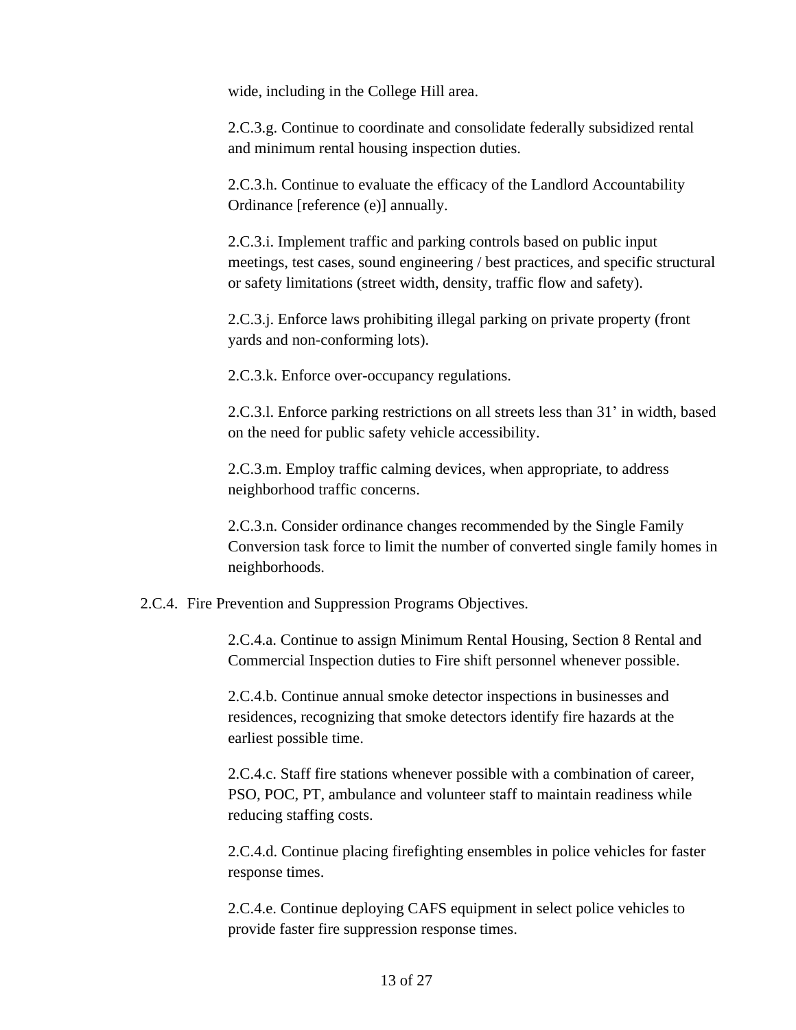wide, including in the College Hill area.

2.C.3.g. Continue to coordinate and consolidate federally subsidized rental and minimum rental housing inspection duties.

2.C.3.h. Continue to evaluate the efficacy of the Landlord Accountability Ordinance [reference (e)] annually.

2.C.3.i. Implement traffic and parking controls based on public input meetings, test cases, sound engineering / best practices, and specific structural or safety limitations (street width, density, traffic flow and safety).

2.C.3.j. Enforce laws prohibiting illegal parking on private property (front yards and non-conforming lots).

2.C.3.k. Enforce over-occupancy regulations.

2.C.3.l. Enforce parking restrictions on all streets less than 31' in width, based on the need for public safety vehicle accessibility.

2.C.3.m. Employ traffic calming devices, when appropriate, to address neighborhood traffic concerns.

2.C.3.n. Consider ordinance changes recommended by the Single Family Conversion task force to limit the number of converted single family homes in neighborhoods.

2.C.4. Fire Prevention and Suppression Programs Objectives.

2.C.4.a. Continue to assign Minimum Rental Housing, Section 8 Rental and Commercial Inspection duties to Fire shift personnel whenever possible.

2.C.4.b. Continue annual smoke detector inspections in businesses and residences, recognizing that smoke detectors identify fire hazards at the earliest possible time.

2.C.4.c. Staff fire stations whenever possible with a combination of career, PSO, POC, PT, ambulance and volunteer staff to maintain readiness while reducing staffing costs.

2.C.4.d. Continue placing firefighting ensembles in police vehicles for faster response times.

2.C.4.e. Continue deploying CAFS equipment in select police vehicles to provide faster fire suppression response times.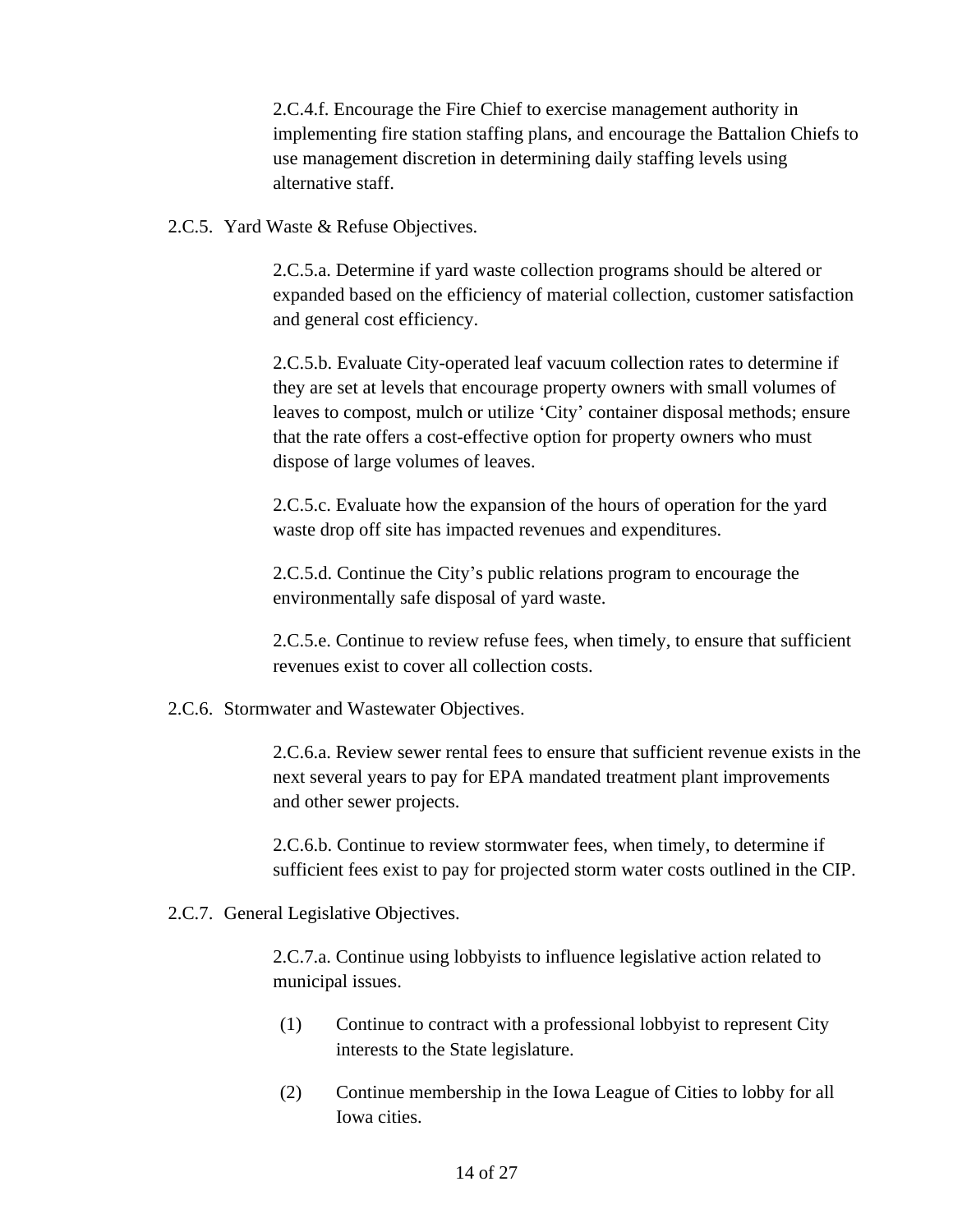2.C.4.f. Encourage the Fire Chief to exercise management authority in implementing fire station staffing plans, and encourage the Battalion Chiefs to use management discretion in determining daily staffing levels using alternative staff.

2.C.5. Yard Waste & Refuse Objectives.

2.C.5.a. Determine if yard waste collection programs should be altered or expanded based on the efficiency of material collection, customer satisfaction and general cost efficiency.

2.C.5.b. Evaluate City-operated leaf vacuum collection rates to determine if they are set at levels that encourage property owners with small volumes of leaves to compost, mulch or utilize 'City' container disposal methods; ensure that the rate offers a cost-effective option for property owners who must dispose of large volumes of leaves.

2.C.5.c. Evaluate how the expansion of the hours of operation for the yard waste drop off site has impacted revenues and expenditures.

2.C.5.d. Continue the City's public relations program to encourage the environmentally safe disposal of yard waste.

2.C.5.e. Continue to review refuse fees, when timely, to ensure that sufficient revenues exist to cover all collection costs.

2.C.6. Stormwater and Wastewater Objectives.

2.C.6.a. Review sewer rental fees to ensure that sufficient revenue exists in the next several years to pay for EPA mandated treatment plant improvements and other sewer projects.

2.C.6.b. Continue to review stormwater fees, when timely, to determine if sufficient fees exist to pay for projected storm water costs outlined in the CIP.

2.C.7. General Legislative Objectives.

2.C.7.a. Continue using lobbyists to influence legislative action related to municipal issues.

(1) Continue to contract with a professional lobbyist to represent City interests to the State legislature.

(2) Continue membership in the Iowa League of Cities to lobby for all Iowa cities.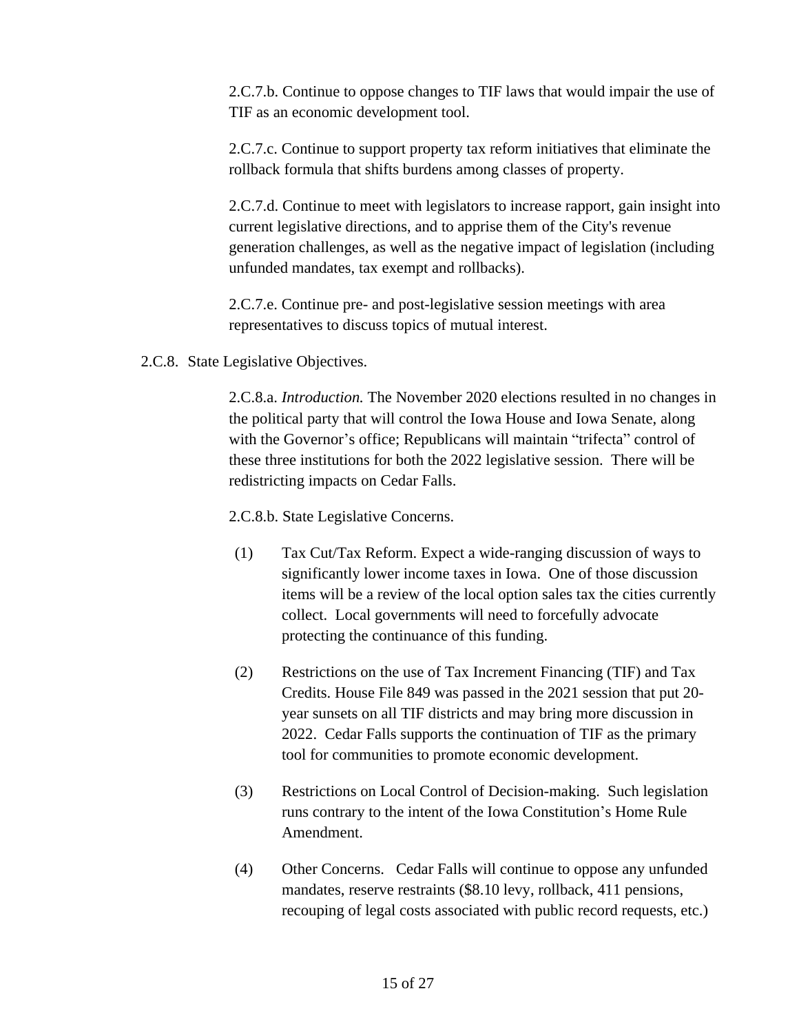2.C.7.b. Continue to oppose changes to TIF laws that would impair the use of TIF as an economic development tool.

2.C.7.c. Continue to support property tax reform initiatives that eliminate the rollback formula that shifts burdens among classes of property.

2.C.7.d. Continue to meet with legislators to increase rapport, gain insight into current legislative directions, and to apprise them of the City's revenue generation challenges, as well as the negative impact of legislation (including unfunded mandates, tax exempt and rollbacks).

2.C.7.e. Continue pre- and post-legislative session meetings with area representatives to discuss topics of mutual interest.

2.C.8. State Legislative Objectives.

2.C.8.a. *Introduction.* The November 2020 elections resulted in no changes in the political party that will control the Iowa House and Iowa Senate, along with the Governor's office; Republicans will maintain "trifecta" control of these three institutions for both the 2022 legislative session. There will be redistricting impacts on Cedar Falls.

2.C.8.b. State Legislative Concerns.

(1) Tax Cut/Tax Reform. Expect a wide-ranging discussion of ways to significantly lower income taxes in Iowa. One of those discussion items will be a review of the local option sales tax the cities currently collect. Local governments will need to forcefully advocate protecting the continuance of this funding.

(2) Restrictions on the use of Tax Increment Financing (TIF) and Tax Credits. House File 849 was passed in the 2021 session that put 20-year sunsets on all TIF districts and may bring more discussion in 2022. Cedar Falls supports the continuation of TIF as the primary tool for communities to promote economic development.

(3) Restrictions on Local Control of Decision-making. Such legislation runs contrary to the intent of the Iowa Constitution's Home Rule Amendment.

(4) Other Concerns. Cedar Falls will continue to oppose any unfunded mandates, reserve restraints ($8.10 levy, rollback, 411 pensions, recouping of legal costs associated with public record requests, etc.)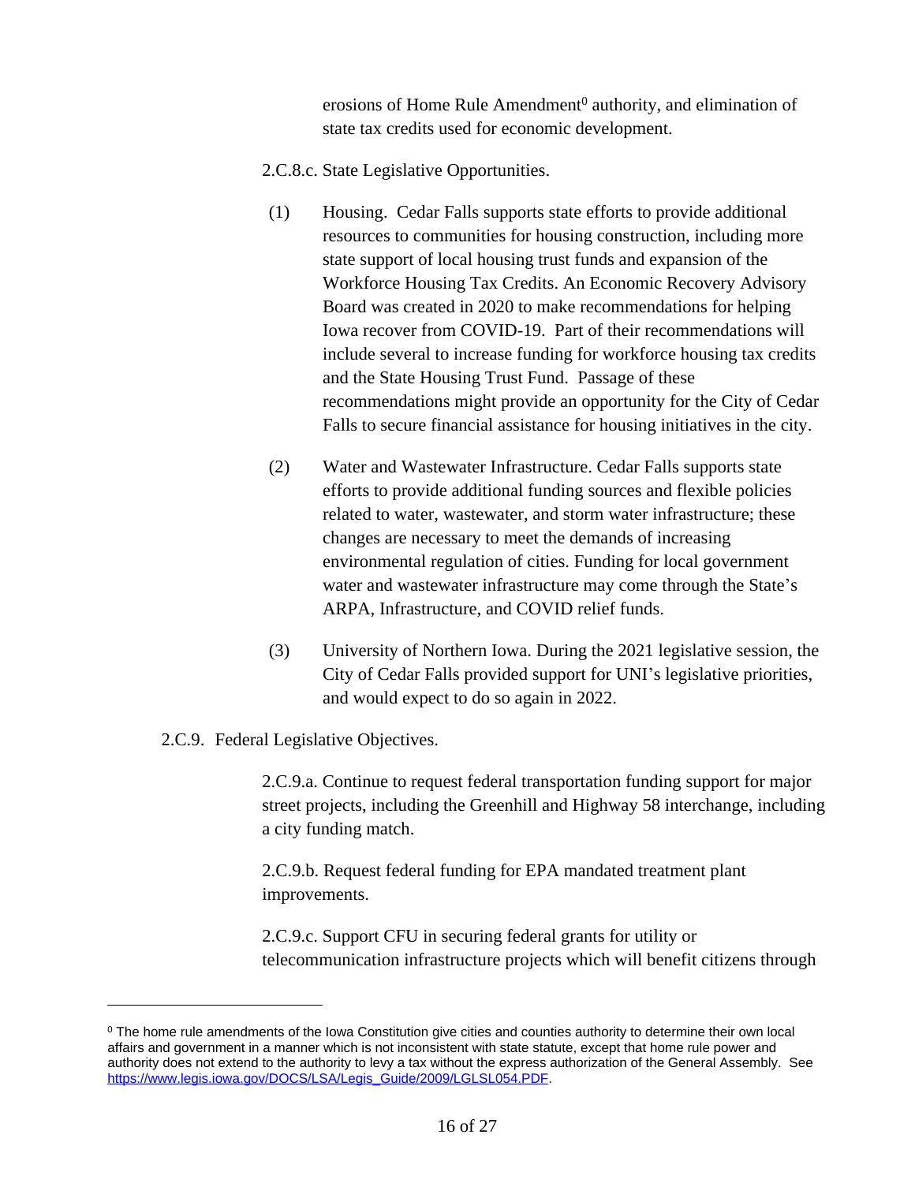erosions of Home Rule Amendment[0] authority, and elimination of state tax credits used for economic development.

2.C.8.c. State Legislative Opportunities.

(1) Housing. Cedar Falls supports state efforts to provide additional resources to communities for housing construction, including more state support of local housing trust funds and expansion of the Workforce Housing Tax Credits. An Economic Recovery Advisory Board was created in 2020 to make recommendations for helping Iowa recover from COVID-19. Part of their recommendations will include several to increase funding for workforce housing tax credits and the State Housing Trust Fund. Passage of these recommendations might provide an opportunity for the City of Cedar Falls to secure financial assistance for housing initiatives in the city.

(2) Water and Wastewater Infrastructure. Cedar Falls supports state efforts to provide additional funding sources and flexible policies related to water, wastewater, and storm water infrastructure; these changes are necessary to meet the demands of increasing environmental regulation of cities. Funding for local government water and wastewater infrastructure may come through the State's ARPA, Infrastructure, and COVID relief funds.

(3) University of Northern Iowa. During the 2021 legislative session, the City of Cedar Falls provided support for UNI's legislative priorities, and would expect to do so again in 2022.

2.C.9. Federal Legislative Objectives.

2.C.9.a. Continue to request federal transportation funding support for major street projects, including the Greenhill and Highway 58 interchange, including a city funding match.

2.C.9.b. Request federal funding for EPA mandated treatment plant improvements.

2.C.9.c. Support CFU in securing federal grants for utility or telecommunication infrastructure projects which will benefit citizens through

---

[0] The home rule amendments of the Iowa Constitution give cities and counties authority to determine their own local affairs and government in a manner which is not inconsistent with state statute, except that home rule power and authority does not extend to the authority to levy a tax without the express authorization of the General Assembly. See https://www.legis.iowa.gov/DOCS/LSA/Legis_Guide/2009/LGLSL054.PDF.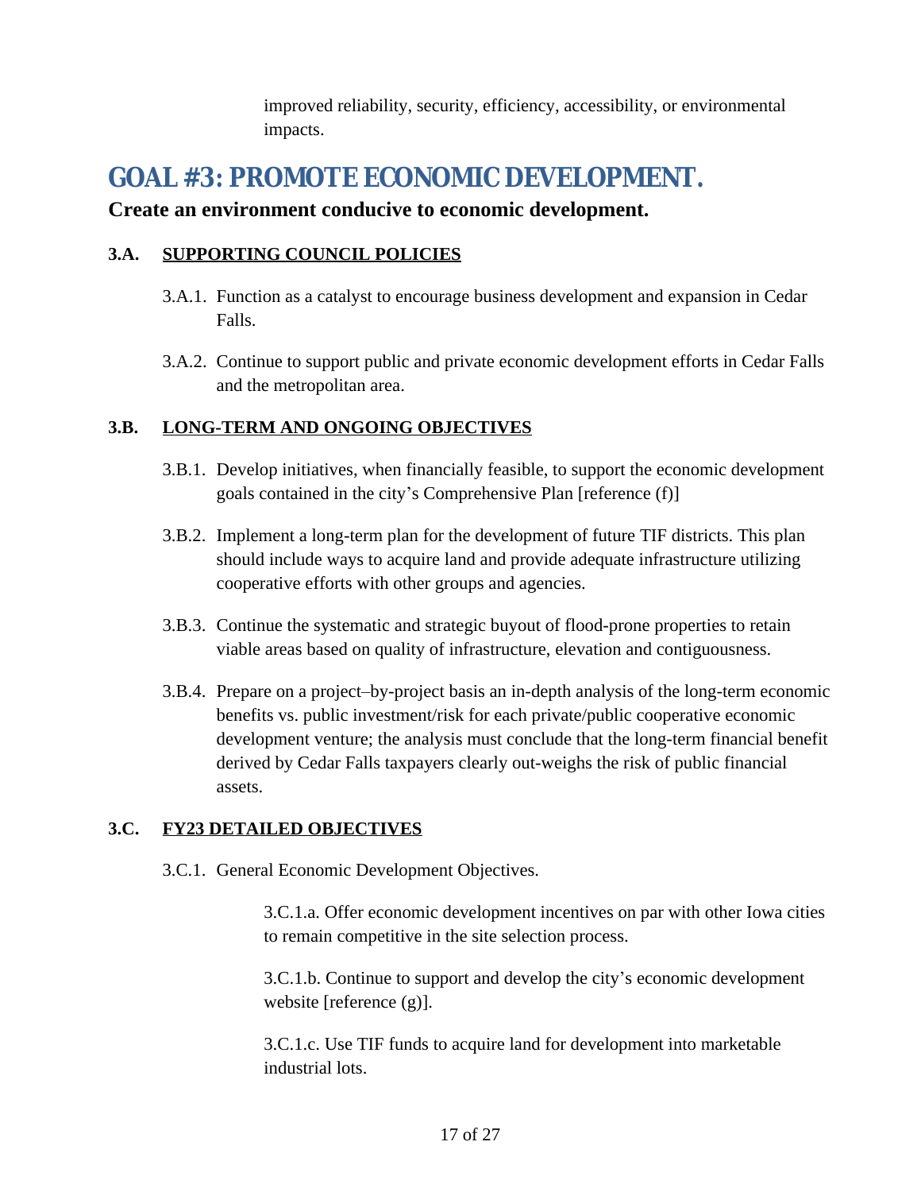improved reliability, security, efficiency, accessibility, or environmental impacts.

# GOAL #3: PROMOTE ECONOMIC DEVELOPMENT.

**Create an environment conducive to economic development.**

### 3.A. <u>SUPPORTING COUNCIL POLICIES</u>

3.A.1. Function as a catalyst to encourage business development and expansion in Cedar Falls.

3.A.2. Continue to support public and private economic development efforts in Cedar Falls and the metropolitan area.

### 3.B. <u>LONG-TERM AND ONGOING OBJECTIVES</u>

3.B.1. Develop initiatives, when financially feasible, to support the economic development goals contained in the city's Comprehensive Plan [reference (f)]

3.B.2. Implement a long-term plan for the development of future TIF districts. This plan should include ways to acquire land and provide adequate infrastructure utilizing cooperative efforts with other groups and agencies.

3.B.3. Continue the systematic and strategic buyout of flood-prone properties to retain viable areas based on quality of infrastructure, elevation and contiguousness.

3.B.4. Prepare on a project–by-project basis an in-depth analysis of the long-term economic benefits vs. public investment/risk for each private/public cooperative economic development venture; the analysis must conclude that the long-term financial benefit derived by Cedar Falls taxpayers clearly out-weighs the risk of public financial assets.

### 3.C. <u>FY23 DETAILED OBJECTIVES</u>

3.C.1. General Economic Development Objectives.

3.C.1.a. Offer economic development incentives on par with other Iowa cities to remain competitive in the site selection process.

3.C.1.b. Continue to support and develop the city's economic development website [reference (g)].

3.C.1.c. Use TIF funds to acquire land for development into marketable industrial lots.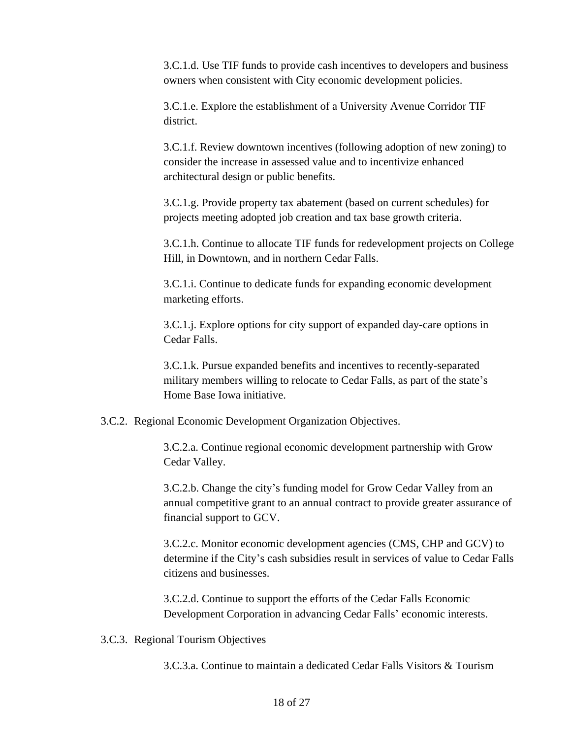3.C.1.d. Use TIF funds to provide cash incentives to developers and business owners when consistent with City economic development policies.

3.C.1.e. Explore the establishment of a University Avenue Corridor TIF district.

3.C.1.f. Review downtown incentives (following adoption of new zoning) to consider the increase in assessed value and to incentivize enhanced architectural design or public benefits.

3.C.1.g. Provide property tax abatement (based on current schedules) for projects meeting adopted job creation and tax base growth criteria.

3.C.1.h. Continue to allocate TIF funds for redevelopment projects on College Hill, in Downtown, and in northern Cedar Falls.

3.C.1.i. Continue to dedicate funds for expanding economic development marketing efforts.

3.C.1.j. Explore options for city support of expanded day-care options in Cedar Falls.

3.C.1.k. Pursue expanded benefits and incentives to recently-separated military members willing to relocate to Cedar Falls, as part of the state's Home Base Iowa initiative.

3.C.2. Regional Economic Development Organization Objectives.

3.C.2.a. Continue regional economic development partnership with Grow Cedar Valley.

3.C.2.b. Change the city's funding model for Grow Cedar Valley from an annual competitive grant to an annual contract to provide greater assurance of financial support to GCV.

3.C.2.c. Monitor economic development agencies (CMS, CHP and GCV) to determine if the City's cash subsidies result in services of value to Cedar Falls citizens and businesses.

3.C.2.d. Continue to support the efforts of the Cedar Falls Economic Development Corporation in advancing Cedar Falls' economic interests.

3.C.3. Regional Tourism Objectives

3.C.3.a. Continue to maintain a dedicated Cedar Falls Visitors & Tourism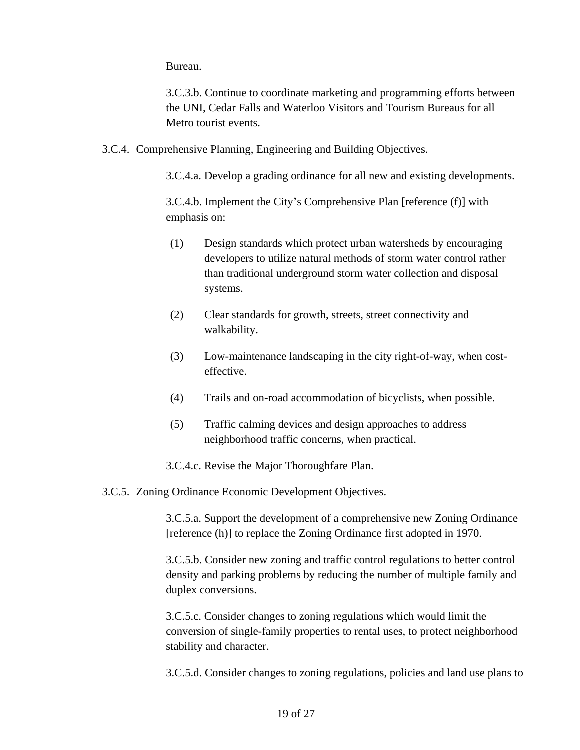Bureau.

3.C.3.b. Continue to coordinate marketing and programming efforts between the UNI, Cedar Falls and Waterloo Visitors and Tourism Bureaus for all Metro tourist events.

3.C.4. Comprehensive Planning, Engineering and Building Objectives.

3.C.4.a. Develop a grading ordinance for all new and existing developments.

3.C.4.b. Implement the City's Comprehensive Plan [reference (f)] with emphasis on:

(1) Design standards which protect urban watersheds by encouraging developers to utilize natural methods of storm water control rather than traditional underground storm water collection and disposal systems.

(2) Clear standards for growth, streets, street connectivity and walkability.

(3) Low-maintenance landscaping in the city right-of-way, when cost-effective.

(4) Trails and on-road accommodation of bicyclists, when possible.

(5) Traffic calming devices and design approaches to address neighborhood traffic concerns, when practical.

3.C.4.c. Revise the Major Thoroughfare Plan.

3.C.5. Zoning Ordinance Economic Development Objectives.

3.C.5.a. Support the development of a comprehensive new Zoning Ordinance [reference (h)] to replace the Zoning Ordinance first adopted in 1970.

3.C.5.b. Consider new zoning and traffic control regulations to better control density and parking problems by reducing the number of multiple family and duplex conversions.

3.C.5.c. Consider changes to zoning regulations which would limit the conversion of single-family properties to rental uses, to protect neighborhood stability and character.

3.C.5.d. Consider changes to zoning regulations, policies and land use plans to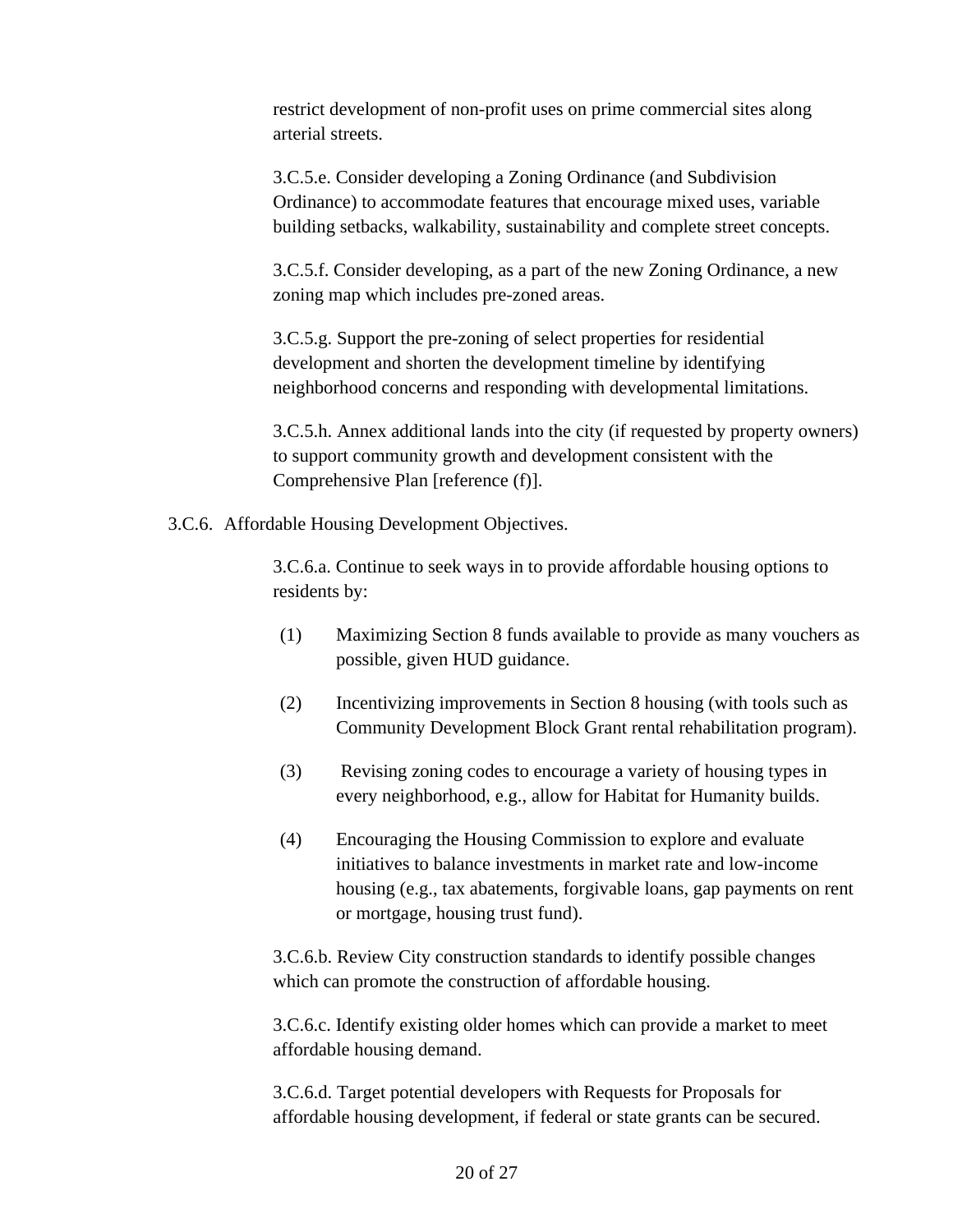restrict development of non-profit uses on prime commercial sites along arterial streets.

3.C.5.e. Consider developing a Zoning Ordinance (and Subdivision Ordinance) to accommodate features that encourage mixed uses, variable building setbacks, walkability, sustainability and complete street concepts.

3.C.5.f. Consider developing, as a part of the new Zoning Ordinance, a new zoning map which includes pre-zoned areas.

3.C.5.g. Support the pre-zoning of select properties for residential development and shorten the development timeline by identifying neighborhood concerns and responding with developmental limitations.

3.C.5.h. Annex additional lands into the city (if requested by property owners) to support community growth and development consistent with the Comprehensive Plan [reference (f)].

3.C.6. Affordable Housing Development Objectives.

3.C.6.a. Continue to seek ways in to provide affordable housing options to residents by:

(1) Maximizing Section 8 funds available to provide as many vouchers as possible, given HUD guidance.

(2) Incentivizing improvements in Section 8 housing (with tools such as Community Development Block Grant rental rehabilitation program).

(3) Revising zoning codes to encourage a variety of housing types in every neighborhood, e.g., allow for Habitat for Humanity builds.

(4) Encouraging the Housing Commission to explore and evaluate initiatives to balance investments in market rate and low-income housing (e.g., tax abatements, forgivable loans, gap payments on rent or mortgage, housing trust fund).

3.C.6.b. Review City construction standards to identify possible changes which can promote the construction of affordable housing.

3.C.6.c. Identify existing older homes which can provide a market to meet affordable housing demand.

3.C.6.d. Target potential developers with Requests for Proposals for affordable housing development, if federal or state grants can be secured.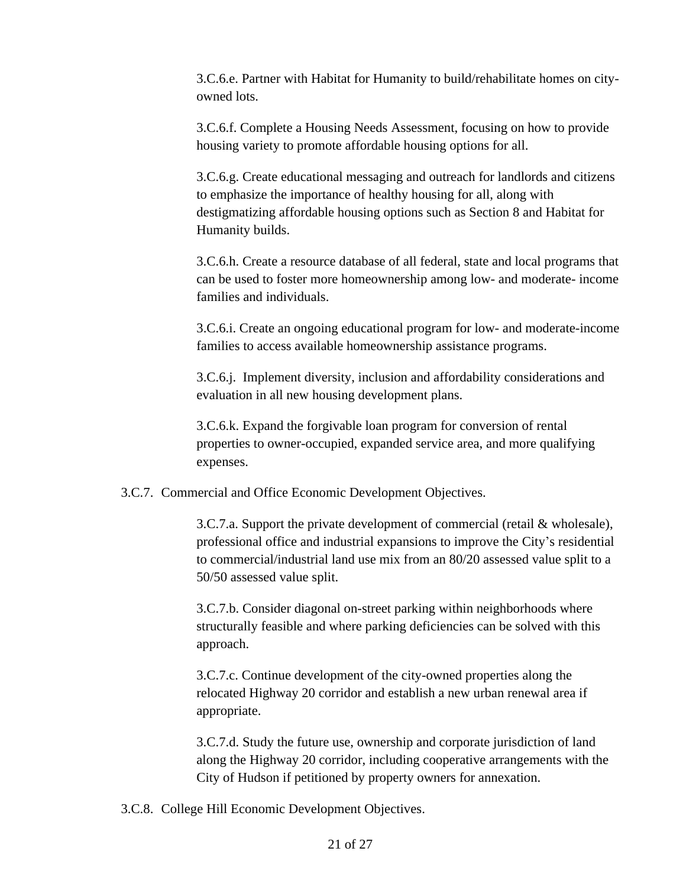3.C.6.e. Partner with Habitat for Humanity to build/rehabilitate homes on city-owned lots.

3.C.6.f. Complete a Housing Needs Assessment, focusing on how to provide housing variety to promote affordable housing options for all.

3.C.6.g. Create educational messaging and outreach for landlords and citizens to emphasize the importance of healthy housing for all, along with destigmatizing affordable housing options such as Section 8 and Habitat for Humanity builds.

3.C.6.h. Create a resource database of all federal, state and local programs that can be used to foster more homeownership among low- and moderate- income families and individuals.

3.C.6.i. Create an ongoing educational program for low- and moderate-income families to access available homeownership assistance programs.

3.C.6.j. Implement diversity, inclusion and affordability considerations and evaluation in all new housing development plans.

3.C.6.k. Expand the forgivable loan program for conversion of rental properties to owner-occupied, expanded service area, and more qualifying expenses.

3.C.7. Commercial and Office Economic Development Objectives.

3.C.7.a. Support the private development of commercial (retail & wholesale), professional office and industrial expansions to improve the City's residential to commercial/industrial land use mix from an 80/20 assessed value split to a 50/50 assessed value split.

3.C.7.b. Consider diagonal on-street parking within neighborhoods where structurally feasible and where parking deficiencies can be solved with this approach.

3.C.7.c. Continue development of the city-owned properties along the relocated Highway 20 corridor and establish a new urban renewal area if appropriate.

3.C.7.d. Study the future use, ownership and corporate jurisdiction of land along the Highway 20 corridor, including cooperative arrangements with the City of Hudson if petitioned by property owners for annexation.

3.C.8. College Hill Economic Development Objectives.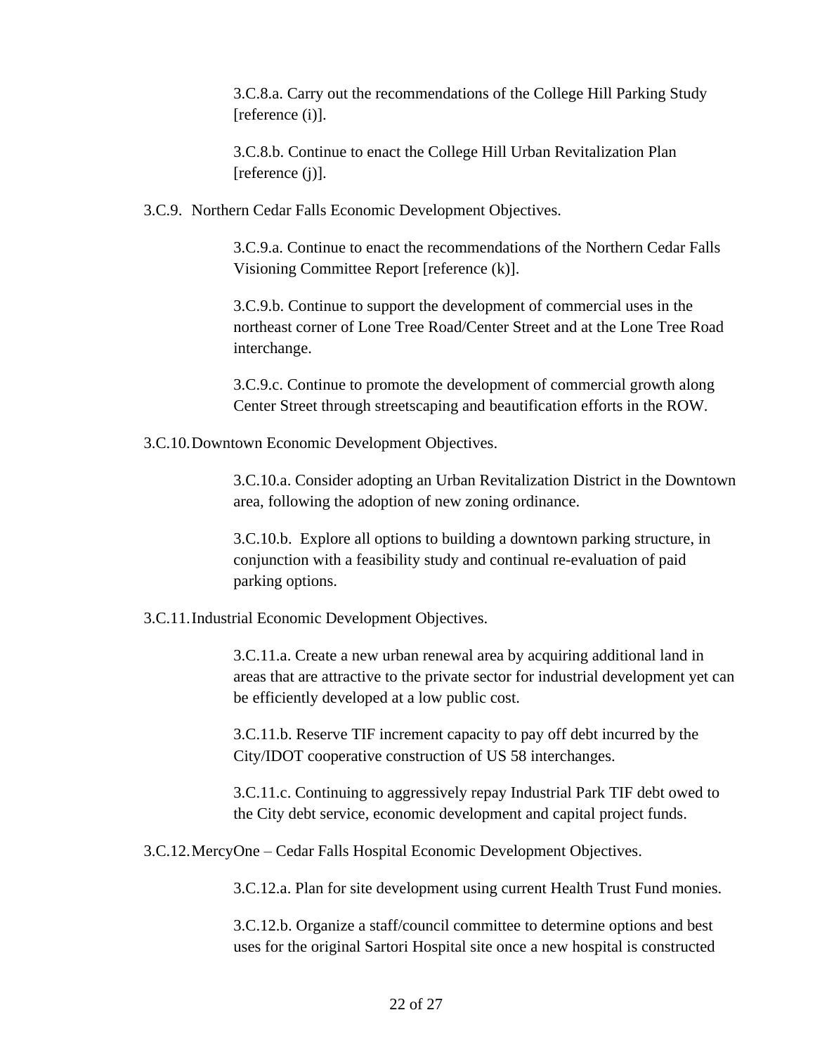3.C.8.a. Carry out the recommendations of the College Hill Parking Study [reference (i)].

3.C.8.b. Continue to enact the College Hill Urban Revitalization Plan [reference (j)].

3.C.9. Northern Cedar Falls Economic Development Objectives.

3.C.9.a. Continue to enact the recommendations of the Northern Cedar Falls Visioning Committee Report [reference (k)].

3.C.9.b. Continue to support the development of commercial uses in the northeast corner of Lone Tree Road/Center Street and at the Lone Tree Road interchange.

3.C.9.c. Continue to promote the development of commercial growth along Center Street through streetscaping and beautification efforts in the ROW.

3.C.10. Downtown Economic Development Objectives.

3.C.10.a. Consider adopting an Urban Revitalization District in the Downtown area, following the adoption of new zoning ordinance.

3.C.10.b. Explore all options to building a downtown parking structure, in conjunction with a feasibility study and continual re-evaluation of paid parking options.

3.C.11. Industrial Economic Development Objectives.

3.C.11.a. Create a new urban renewal area by acquiring additional land in areas that are attractive to the private sector for industrial development yet can be efficiently developed at a low public cost.

3.C.11.b. Reserve TIF increment capacity to pay off debt incurred by the City/IDOT cooperative construction of US 58 interchanges.

3.C.11.c. Continuing to aggressively repay Industrial Park TIF debt owed to the City debt service, economic development and capital project funds.

3.C.12. MercyOne – Cedar Falls Hospital Economic Development Objectives.

3.C.12.a. Plan for site development using current Health Trust Fund monies.

3.C.12.b. Organize a staff/council committee to determine options and best uses for the original Sartori Hospital site once a new hospital is constructed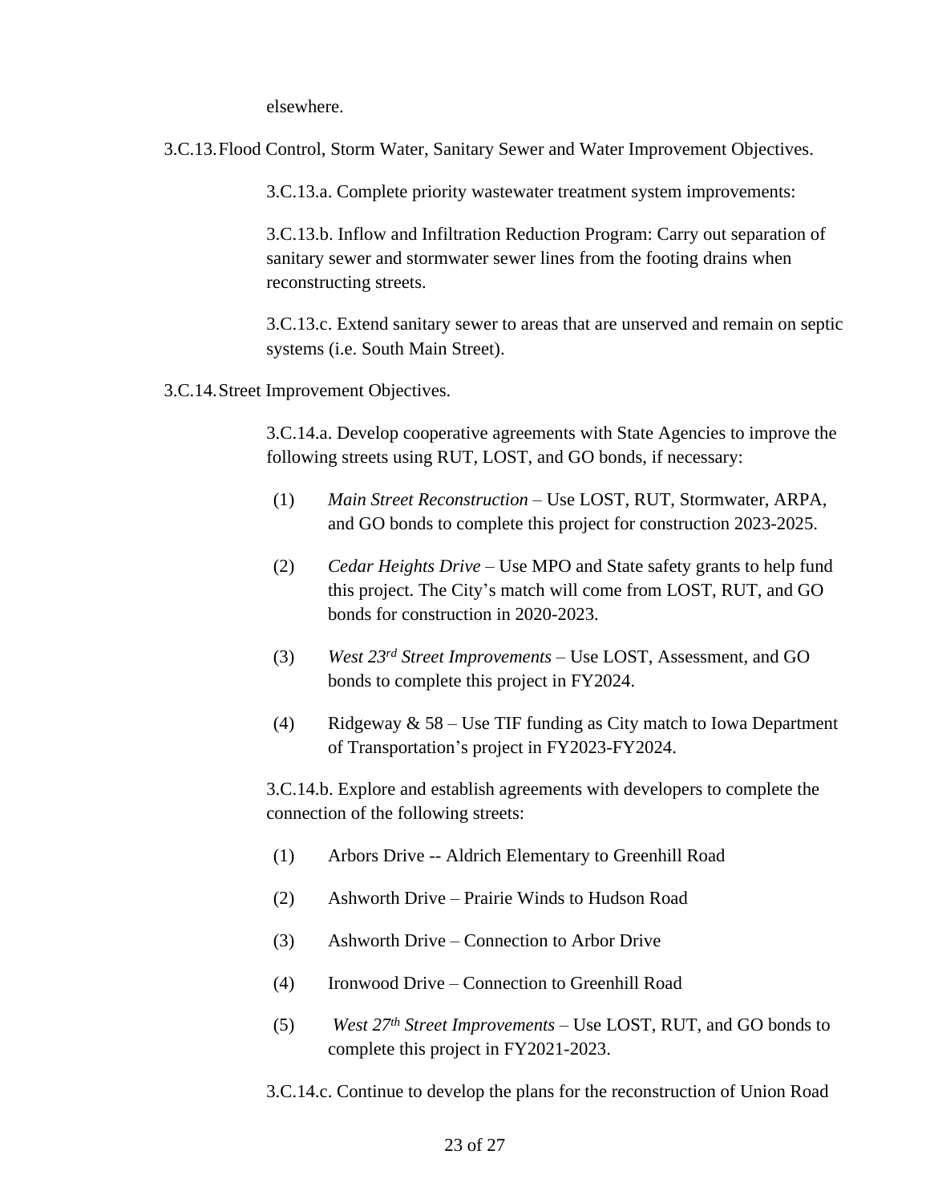elsewhere.

3.C.13. Flood Control, Storm Water, Sanitary Sewer and Water Improvement Objectives.

3.C.13.a. Complete priority wastewater treatment system improvements:

3.C.13.b. Inflow and Infiltration Reduction Program: Carry out separation of sanitary sewer and stormwater sewer lines from the footing drains when reconstructing streets.

3.C.13.c. Extend sanitary sewer to areas that are unserved and remain on septic systems (i.e. South Main Street).

3.C.14. Street Improvement Objectives.

3.C.14.a. Develop cooperative agreements with State Agencies to improve the following streets using RUT, LOST, and GO bonds, if necessary:

(1) *Main Street Reconstruction* – Use LOST, RUT, Stormwater, ARPA, and GO bonds to complete this project for construction 2023-2025.

(2) *Cedar Heights Drive* – Use MPO and State safety grants to help fund this project. The City's match will come from LOST, RUT, and GO bonds for construction in 2020-2023.

(3) *West 23rd Street Improvements* – Use LOST, Assessment, and GO bonds to complete this project in FY2024.

(4) Ridgeway & 58 – Use TIF funding as City match to Iowa Department of Transportation's project in FY2023-FY2024.

3.C.14.b. Explore and establish agreements with developers to complete the connection of the following streets:

(1) Arbors Drive -- Aldrich Elementary to Greenhill Road

(2) Ashworth Drive – Prairie Winds to Hudson Road

(3) Ashworth Drive – Connection to Arbor Drive

(4) Ironwood Drive – Connection to Greenhill Road

(5) *West 27th Street Improvements* – Use LOST, RUT, and GO bonds to complete this project in FY2021-2023.

3.C.14.c. Continue to develop the plans for the reconstruction of Union Road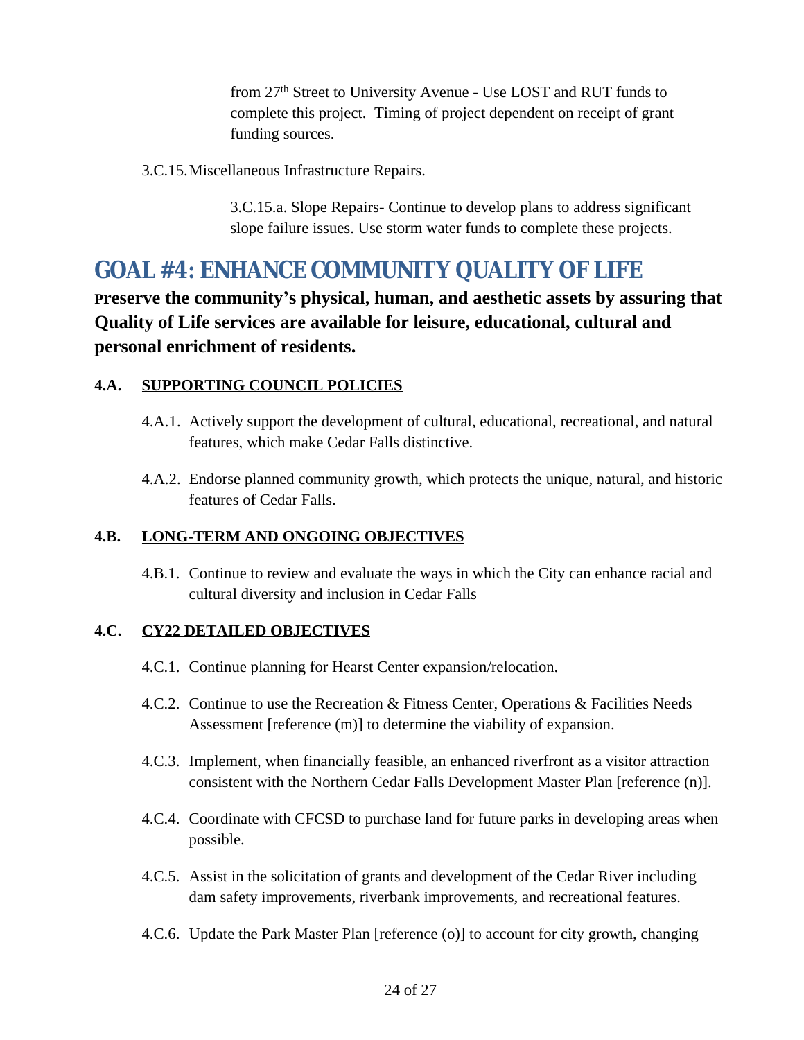from 27th Street to University Avenue - Use LOST and RUT funds to complete this project. Timing of project dependent on receipt of grant funding sources.

3.C.15. Miscellaneous Infrastructure Repairs.

3.C.15.a. Slope Repairs- Continue to develop plans to address significant slope failure issues. Use storm water funds to complete these projects.

# GOAL #4: ENHANCE COMMUNITY QUALITY OF LIFE

**Preserve the community's physical, human, and aesthetic assets by assuring that Quality of Life services are available for leisure, educational, cultural and personal enrichment of residents.**

## 4.A. SUPPORTING COUNCIL POLICIES

4.A.1. Actively support the development of cultural, educational, recreational, and natural features, which make Cedar Falls distinctive.

4.A.2. Endorse planned community growth, which protects the unique, natural, and historic features of Cedar Falls.

## 4.B. LONG-TERM AND ONGOING OBJECTIVES

4.B.1. Continue to review and evaluate the ways in which the City can enhance racial and cultural diversity and inclusion in Cedar Falls

## 4.C. CY22 DETAILED OBJECTIVES

4.C.1. Continue planning for Hearst Center expansion/relocation.

4.C.2. Continue to use the Recreation & Fitness Center, Operations & Facilities Needs Assessment [reference (m)] to determine the viability of expansion.

4.C.3. Implement, when financially feasible, an enhanced riverfront as a visitor attraction consistent with the Northern Cedar Falls Development Master Plan [reference (n)].

4.C.4. Coordinate with CFCSD to purchase land for future parks in developing areas when possible.

4.C.5. Assist in the solicitation of grants and development of the Cedar River including dam safety improvements, riverbank improvements, and recreational features.

4.C.6. Update the Park Master Plan [reference (o)] to account for city growth, changing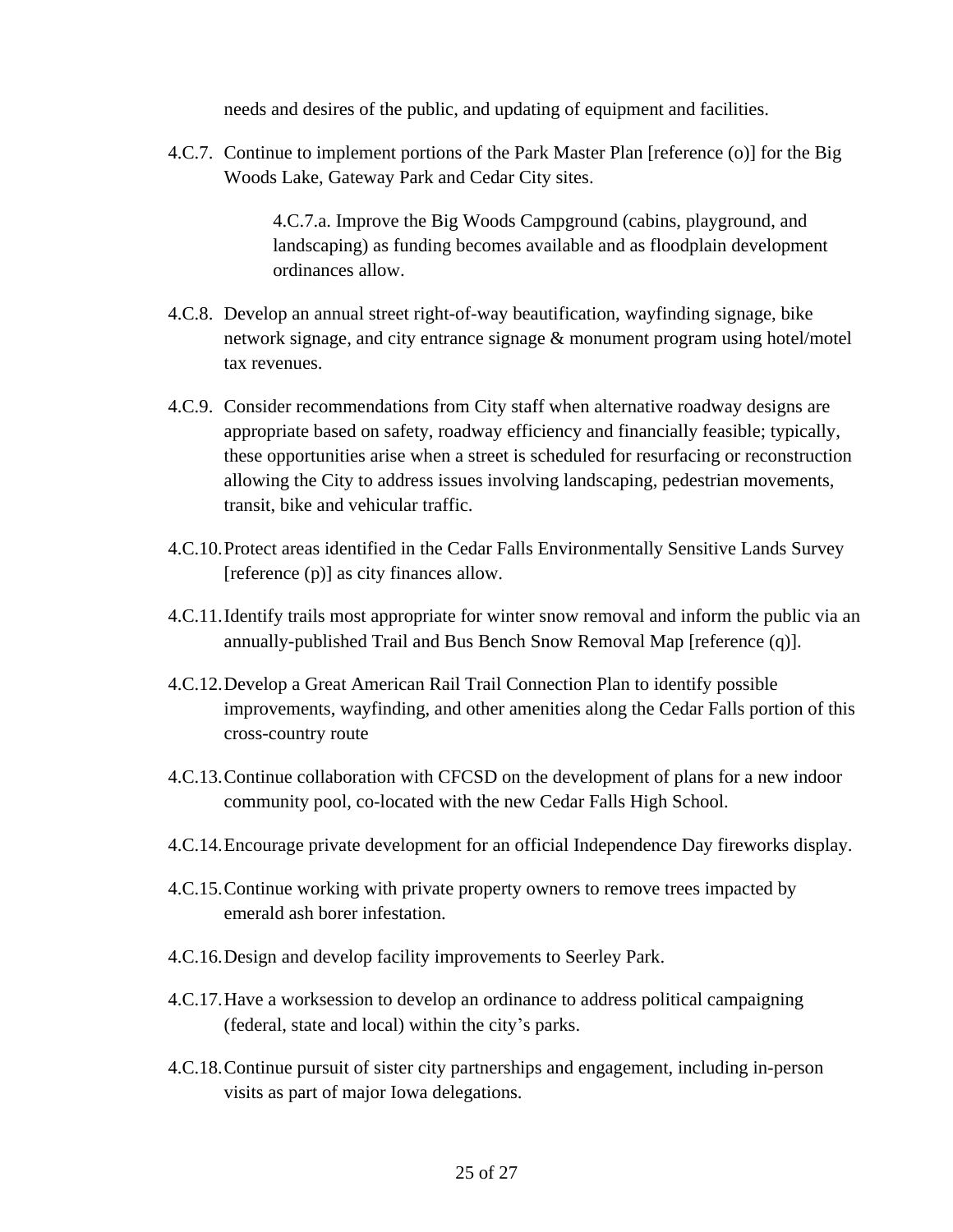needs and desires of the public, and updating of equipment and facilities.

4.C.7. Continue to implement portions of the Park Master Plan [reference (o)] for the Big Woods Lake, Gateway Park and Cedar City sites.

> 4.C.7.a. Improve the Big Woods Campground (cabins, playground, and landscaping) as funding becomes available and as floodplain development ordinances allow.

4.C.8. Develop an annual street right-of-way beautification, wayfinding signage, bike network signage, and city entrance signage & monument program using hotel/motel tax revenues.

4.C.9. Consider recommendations from City staff when alternative roadway designs are appropriate based on safety, roadway efficiency and financially feasible; typically, these opportunities arise when a street is scheduled for resurfacing or reconstruction allowing the City to address issues involving landscaping, pedestrian movements, transit, bike and vehicular traffic.

4.C.10. Protect areas identified in the Cedar Falls Environmentally Sensitive Lands Survey [reference (p)] as city finances allow.

4.C.11. Identify trails most appropriate for winter snow removal and inform the public via an annually-published Trail and Bus Bench Snow Removal Map [reference (q)].

4.C.12. Develop a Great American Rail Trail Connection Plan to identify possible improvements, wayfinding, and other amenities along the Cedar Falls portion of this cross-country route

4.C.13. Continue collaboration with CFCSD on the development of plans for a new indoor community pool, co-located with the new Cedar Falls High School.

4.C.14. Encourage private development for an official Independence Day fireworks display.

4.C.15. Continue working with private property owners to remove trees impacted by emerald ash borer infestation.

4.C.16. Design and develop facility improvements to Seerley Park.

4.C.17. Have a worksession to develop an ordinance to address political campaigning (federal, state and local) within the city's parks.

4.C.18. Continue pursuit of sister city partnerships and engagement, including in-person visits as part of major Iowa delegations.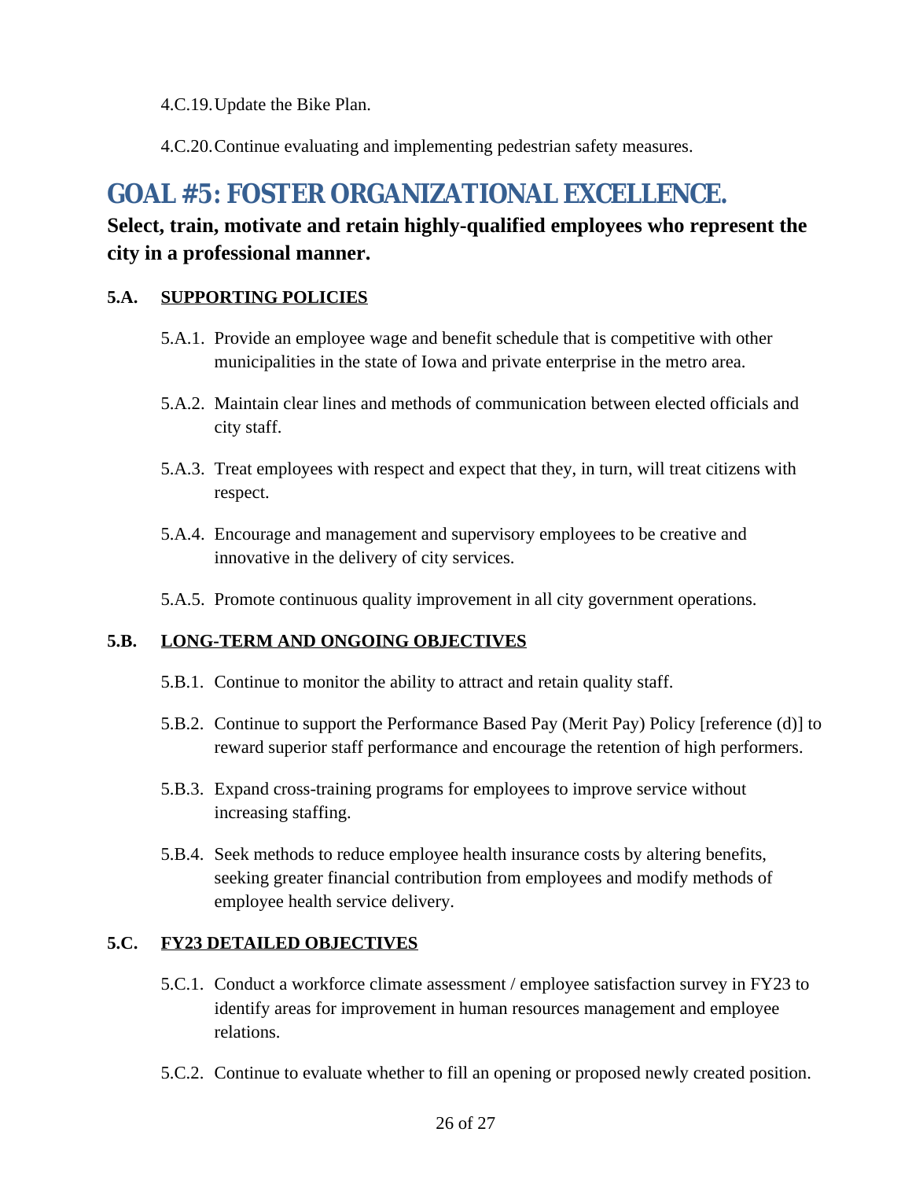4.C.19. Update the Bike Plan.

4.C.20. Continue evaluating and implementing pedestrian safety measures.

# GOAL #5: FOSTER ORGANIZATIONAL EXCELLENCE.

**Select, train, motivate and retain highly-qualified employees who represent the city in a professional manner.**

### 5.A. SUPPORTING POLICIES

5.A.1. Provide an employee wage and benefit schedule that is competitive with other municipalities in the state of Iowa and private enterprise in the metro area.

5.A.2. Maintain clear lines and methods of communication between elected officials and city staff.

5.A.3. Treat employees with respect and expect that they, in turn, will treat citizens with respect.

5.A.4. Encourage and management and supervisory employees to be creative and innovative in the delivery of city services.

5.A.5. Promote continuous quality improvement in all city government operations.

### 5.B. LONG-TERM AND ONGOING OBJECTIVES

5.B.1. Continue to monitor the ability to attract and retain quality staff.

5.B.2. Continue to support the Performance Based Pay (Merit Pay) Policy [reference (d)] to reward superior staff performance and encourage the retention of high performers.

5.B.3. Expand cross-training programs for employees to improve service without increasing staffing.

5.B.4. Seek methods to reduce employee health insurance costs by altering benefits, seeking greater financial contribution from employees and modify methods of employee health service delivery.

### 5.C. FY23 DETAILED OBJECTIVES

5.C.1. Conduct a workforce climate assessment / employee satisfaction survey in FY23 to identify areas for improvement in human resources management and employee relations.

5.C.2. Continue to evaluate whether to fill an opening or proposed newly created position.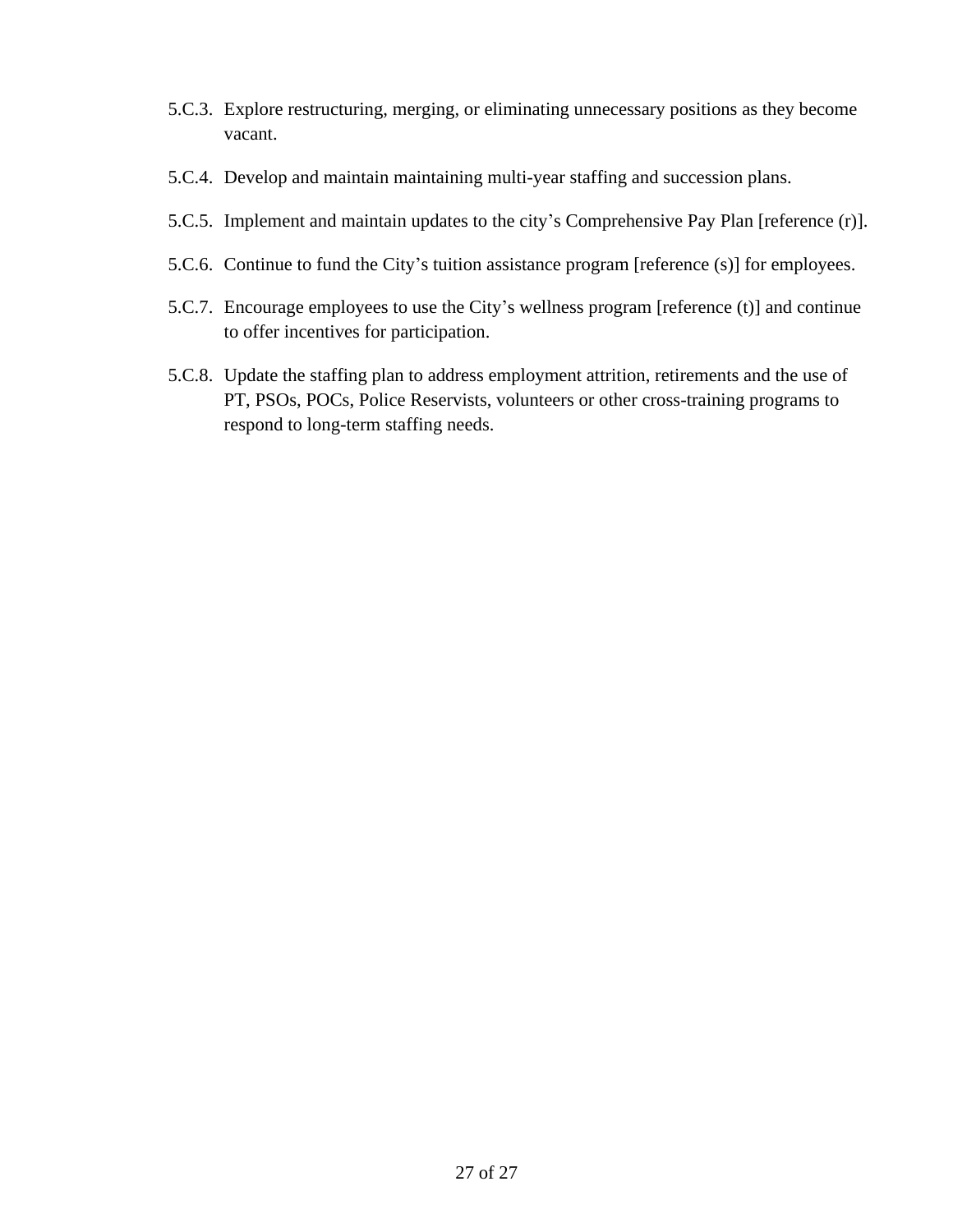5.C.3. Explore restructuring, merging, or eliminating unnecessary positions as they become vacant.

5.C.4. Develop and maintain maintaining multi-year staffing and succession plans.

5.C.5. Implement and maintain updates to the city's Comprehensive Pay Plan [reference (r)].

5.C.6. Continue to fund the City's tuition assistance program [reference (s)] for employees.

5.C.7. Encourage employees to use the City's wellness program [reference (t)] and continue to offer incentives for participation.

5.C.8. Update the staffing plan to address employment attrition, retirements and the use of PT, PSOs, POCs, Police Reservists, volunteers or other cross-training programs to respond to long-term staffing needs.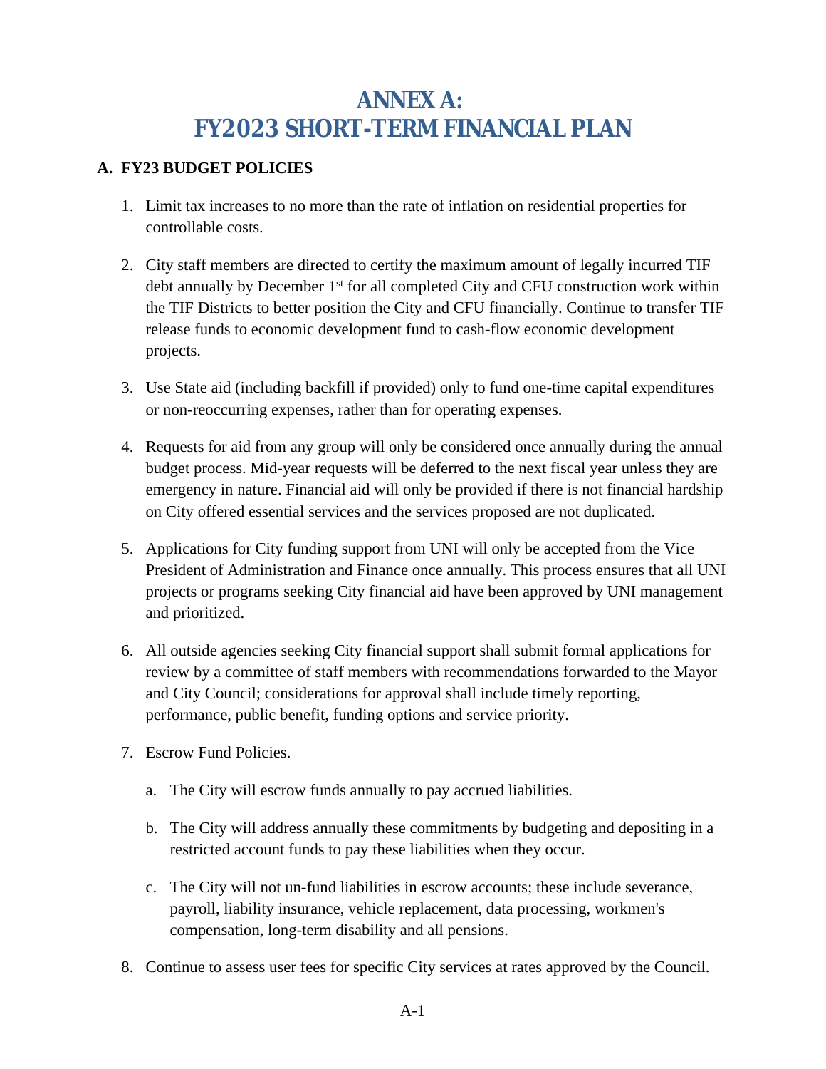# ANNEX A: FY2023 SHORT-TERM FINANCIAL PLAN

## A. FY23 BUDGET POLICIES

1. Limit tax increases to no more than the rate of inflation on residential properties for controllable costs.

2. City staff members are directed to certify the maximum amount of legally incurred TIF debt annually by December 1st for all completed City and CFU construction work within the TIF Districts to better position the City and CFU financially. Continue to transfer TIF release funds to economic development fund to cash-flow economic development projects.

3. Use State aid (including backfill if provided) only to fund one-time capital expenditures or non-reoccurring expenses, rather than for operating expenses.

4. Requests for aid from any group will only be considered once annually during the annual budget process. Mid-year requests will be deferred to the next fiscal year unless they are emergency in nature. Financial aid will only be provided if there is not financial hardship on City offered essential services and the services proposed are not duplicated.

5. Applications for City funding support from UNI will only be accepted from the Vice President of Administration and Finance once annually. This process ensures that all UNI projects or programs seeking City financial aid have been approved by UNI management and prioritized.

6. All outside agencies seeking City financial support shall submit formal applications for review by a committee of staff members with recommendations forwarded to the Mayor and City Council; considerations for approval shall include timely reporting, performance, public benefit, funding options and service priority.

7. Escrow Fund Policies.

   a. The City will escrow funds annually to pay accrued liabilities.

   b. The City will address annually these commitments by budgeting and depositing in a restricted account funds to pay these liabilities when they occur.

   c. The City will not un-fund liabilities in escrow accounts; these include severance, payroll, liability insurance, vehicle replacement, data processing, workmen's compensation, long-term disability and all pensions.

8. Continue to assess user fees for specific City services at rates approved by the Council.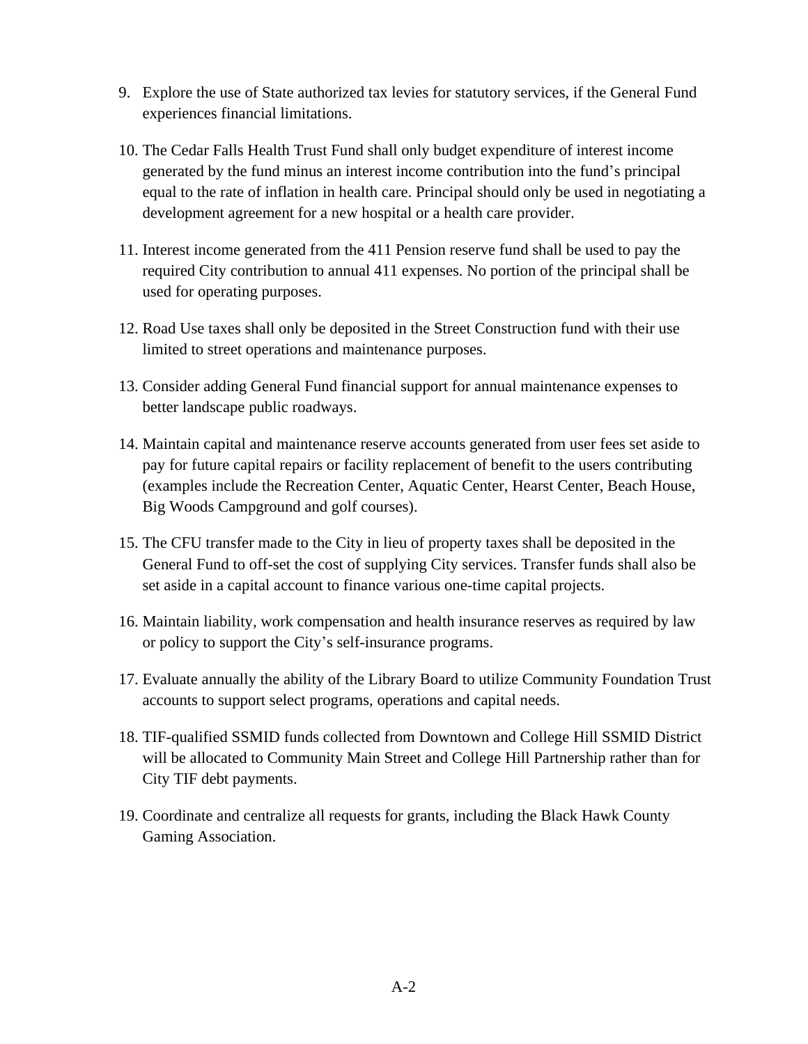9. Explore the use of State authorized tax levies for statutory services, if the General Fund experiences financial limitations.

10. The Cedar Falls Health Trust Fund shall only budget expenditure of interest income generated by the fund minus an interest income contribution into the fund's principal equal to the rate of inflation in health care. Principal should only be used in negotiating a development agreement for a new hospital or a health care provider.

11. Interest income generated from the 411 Pension reserve fund shall be used to pay the required City contribution to annual 411 expenses. No portion of the principal shall be used for operating purposes.

12. Road Use taxes shall only be deposited in the Street Construction fund with their use limited to street operations and maintenance purposes.

13. Consider adding General Fund financial support for annual maintenance expenses to better landscape public roadways.

14. Maintain capital and maintenance reserve accounts generated from user fees set aside to pay for future capital repairs or facility replacement of benefit to the users contributing (examples include the Recreation Center, Aquatic Center, Hearst Center, Beach House, Big Woods Campground and golf courses).

15. The CFU transfer made to the City in lieu of property taxes shall be deposited in the General Fund to off-set the cost of supplying City services. Transfer funds shall also be set aside in a capital account to finance various one-time capital projects.

16. Maintain liability, work compensation and health insurance reserves as required by law or policy to support the City's self-insurance programs.

17. Evaluate annually the ability of the Library Board to utilize Community Foundation Trust accounts to support select programs, operations and capital needs.

18. TIF-qualified SSMID funds collected from Downtown and College Hill SSMID District will be allocated to Community Main Street and College Hill Partnership rather than for City TIF debt payments.

19. Coordinate and centralize all requests for grants, including the Black Hawk County Gaming Association.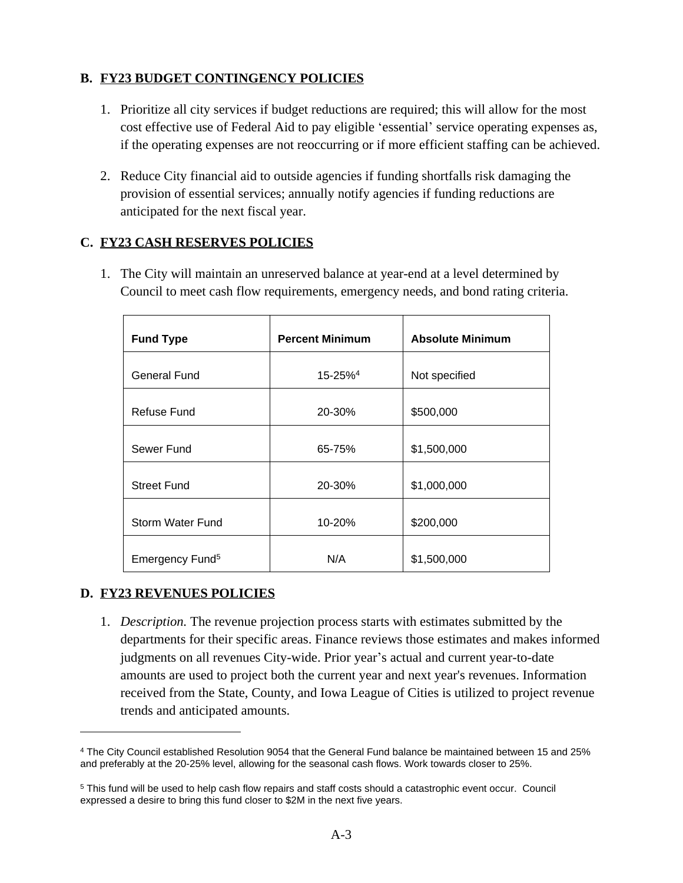## B. FY23 BUDGET CONTINGENCY POLICIES

1. Prioritize all city services if budget reductions are required; this will allow for the most cost effective use of Federal Aid to pay eligible 'essential' service operating expenses as, if the operating expenses are not reoccurring or if more efficient staffing can be achieved.

2. Reduce City financial aid to outside agencies if funding shortfalls risk damaging the provision of essential services; annually notify agencies if funding reductions are anticipated for the next fiscal year.

## C. FY23 CASH RESERVES POLICIES

1. The City will maintain an unreserved balance at year-end at a level determined by Council to meet cash flow requirements, emergency needs, and bond rating criteria.

| Fund Type | Percent Minimum | Absolute Minimum |
|---|---|---|
| General Fund | 15-25%[4] | Not specified |
| Refuse Fund | 20-30% | $500,000 |
| Sewer Fund | 65-75% | $1,500,000 |
| Street Fund | 20-30% | $1,000,000 |
| Storm Water Fund | 10-20% | $200,000 |
| Emergency Fund[5] | N/A | $1,500,000 |

## D. FY23 REVENUES POLICIES

1. *Description.* The revenue projection process starts with estimates submitted by the departments for their specific areas. Finance reviews those estimates and makes informed judgments on all revenues City-wide. Prior year's actual and current year-to-date amounts are used to project both the current year and next year's revenues. Information received from the State, County, and Iowa League of Cities is utilized to project revenue trends and anticipated amounts.

---

[4] The City Council established Resolution 9054 that the General Fund balance be maintained between 15 and 25% and preferably at the 20-25% level, allowing for the seasonal cash flows. Work towards closer to 25%.

[5] This fund will be used to help cash flow repairs and staff costs should a catastrophic event occur. Council expressed a desire to bring this fund closer to $2M in the next five years.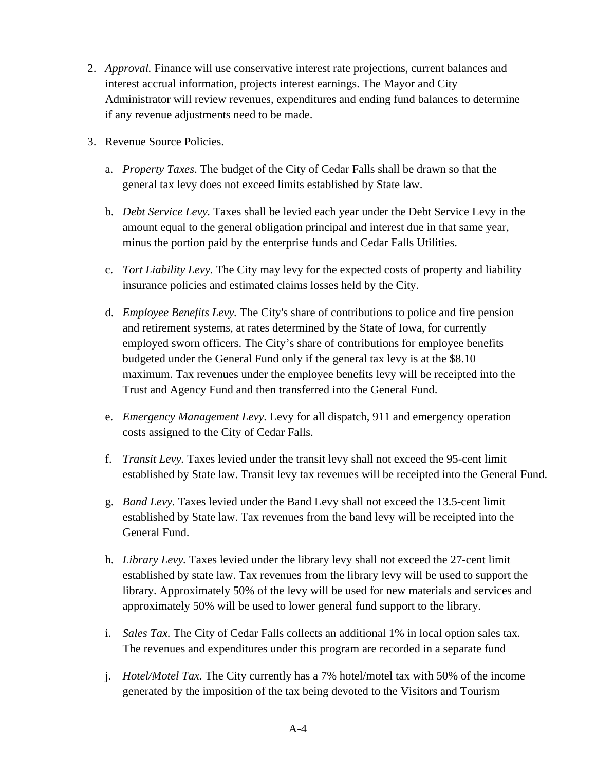2. *Approval.* Finance will use conservative interest rate projections, current balances and interest accrual information, projects interest earnings. The Mayor and City Administrator will review revenues, expenditures and ending fund balances to determine if any revenue adjustments need to be made.

3. Revenue Source Policies.

   a. *Property Taxes*. The budget of the City of Cedar Falls shall be drawn so that the general tax levy does not exceed limits established by State law.

   b. *Debt Service Levy.* Taxes shall be levied each year under the Debt Service Levy in the amount equal to the general obligation principal and interest due in that same year, minus the portion paid by the enterprise funds and Cedar Falls Utilities.

   c. *Tort Liability Levy.* The City may levy for the expected costs of property and liability insurance policies and estimated claims losses held by the City.

   d. *Employee Benefits Levy.* The City's share of contributions to police and fire pension and retirement systems, at rates determined by the State of Iowa, for currently employed sworn officers. The City's share of contributions for employee benefits budgeted under the General Fund only if the general tax levy is at the $8.10 maximum. Tax revenues under the employee benefits levy will be receipted into the Trust and Agency Fund and then transferred into the General Fund.

   e. *Emergency Management Levy*. Levy for all dispatch, 911 and emergency operation costs assigned to the City of Cedar Falls.

   f. *Transit Levy.* Taxes levied under the transit levy shall not exceed the 95-cent limit established by State law. Transit levy tax revenues will be receipted into the General Fund.

   g. *Band Levy.* Taxes levied under the Band Levy shall not exceed the 13.5-cent limit established by State law. Tax revenues from the band levy will be receipted into the General Fund.

   h. *Library Levy.* Taxes levied under the library levy shall not exceed the 27-cent limit established by state law. Tax revenues from the library levy will be used to support the library. Approximately 50% of the levy will be used for new materials and services and approximately 50% will be used to lower general fund support to the library.

   i. *Sales Tax.* The City of Cedar Falls collects an additional 1% in local option sales tax. The revenues and expenditures under this program are recorded in a separate fund

   j. *Hotel/Motel Tax.* The City currently has a 7% hotel/motel tax with 50% of the income generated by the imposition of the tax being devoted to the Visitors and Tourism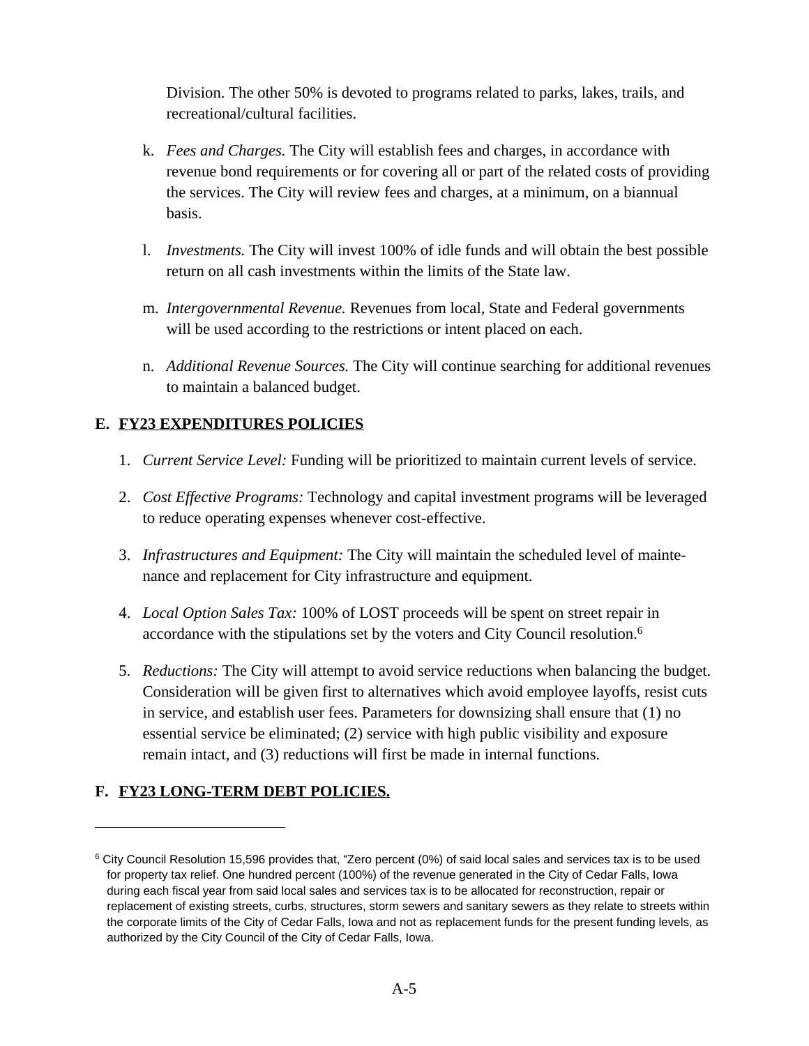Division. The other 50% is devoted to programs related to parks, lakes, trails, and recreational/cultural facilities.

k. *Fees and Charges.* The City will establish fees and charges, in accordance with revenue bond requirements or for covering all or part of the related costs of providing the services. The City will review fees and charges, at a minimum, on a biannual basis.

l. *Investments.* The City will invest 100% of idle funds and will obtain the best possible return on all cash investments within the limits of the State law.

m. *Intergovernmental Revenue.* Revenues from local, State and Federal governments will be used according to the restrictions or intent placed on each.

n. *Additional Revenue Sources.* The City will continue searching for additional revenues to maintain a balanced budget.

## E. FY23 EXPENDITURES POLICIES

1. *Current Service Level:* Funding will be prioritized to maintain current levels of service.

2. *Cost Effective Programs:* Technology and capital investment programs will be leveraged to reduce operating expenses whenever cost-effective.

3. *Infrastructures and Equipment:* The City will maintain the scheduled level of maintenance and replacement for City infrastructure and equipment.

4. *Local Option Sales Tax:* 100% of LOST proceeds will be spent on street repair in accordance with the stipulations set by the voters and City Council resolution.[6]

5. *Reductions:* The City will attempt to avoid service reductions when balancing the budget. Consideration will be given first to alternatives which avoid employee layoffs, resist cuts in service, and establish user fees. Parameters for downsizing shall ensure that (1) no essential service be eliminated; (2) service with high public visibility and exposure remain intact, and (3) reductions will first be made in internal functions.

## F. FY23 LONG-TERM DEBT POLICIES.

---

[6] City Council Resolution 15,596 provides that, "Zero percent (0%) of said local sales and services tax is to be used for property tax relief. One hundred percent (100%) of the revenue generated in the City of Cedar Falls, Iowa during each fiscal year from said local sales and services tax is to be allocated for reconstruction, repair or replacement of existing streets, curbs, structures, storm sewers and sanitary sewers as they relate to streets within the corporate limits of the City of Cedar Falls, Iowa and not as replacement funds for the present funding levels, as authorized by the City Council of the City of Cedar Falls, Iowa.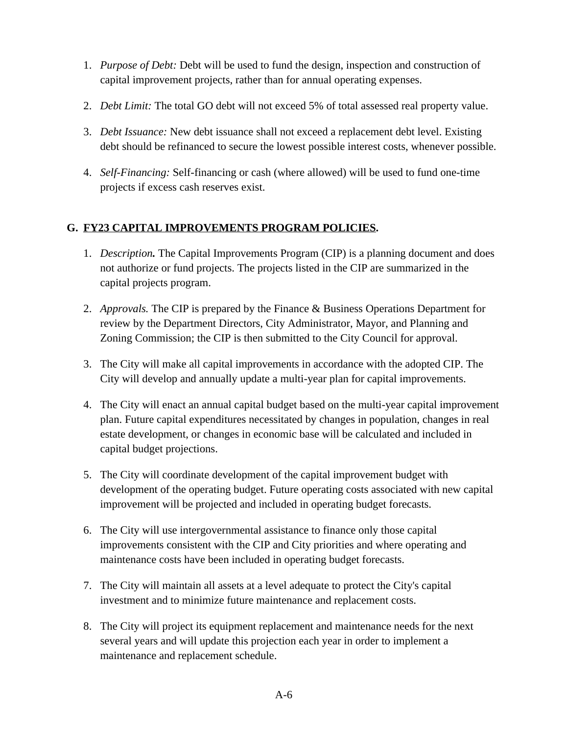1. *Purpose of Debt:* Debt will be used to fund the design, inspection and construction of capital improvement projects, rather than for annual operating expenses.

2. *Debt Limit:* The total GO debt will not exceed 5% of total assessed real property value.

3. *Debt Issuance:* New debt issuance shall not exceed a replacement debt level. Existing debt should be refinanced to secure the lowest possible interest costs, whenever possible.

4. *Self-Financing:* Self-financing or cash (where allowed) will be used to fund one-time projects if excess cash reserves exist.

## G. FY23 CAPITAL IMPROVEMENTS PROGRAM POLICIES.

1. ***Description.*** The Capital Improvements Program (CIP) is a planning document and does not authorize or fund projects. The projects listed in the CIP are summarized in the capital projects program.

2. *Approvals.* The CIP is prepared by the Finance & Business Operations Department for review by the Department Directors, City Administrator, Mayor, and Planning and Zoning Commission; the CIP is then submitted to the City Council for approval.

3. The City will make all capital improvements in accordance with the adopted CIP. The City will develop and annually update a multi-year plan for capital improvements.

4. The City will enact an annual capital budget based on the multi-year capital improvement plan. Future capital expenditures necessitated by changes in population, changes in real estate development, or changes in economic base will be calculated and included in capital budget projections.

5. The City will coordinate development of the capital improvement budget with development of the operating budget. Future operating costs associated with new capital improvement will be projected and included in operating budget forecasts.

6. The City will use intergovernmental assistance to finance only those capital improvements consistent with the CIP and City priorities and where operating and maintenance costs have been included in operating budget forecasts.

7. The City will maintain all assets at a level adequate to protect the City's capital investment and to minimize future maintenance and replacement costs.

8. The City will project its equipment replacement and maintenance needs for the next several years and will update this projection each year in order to implement a maintenance and replacement schedule.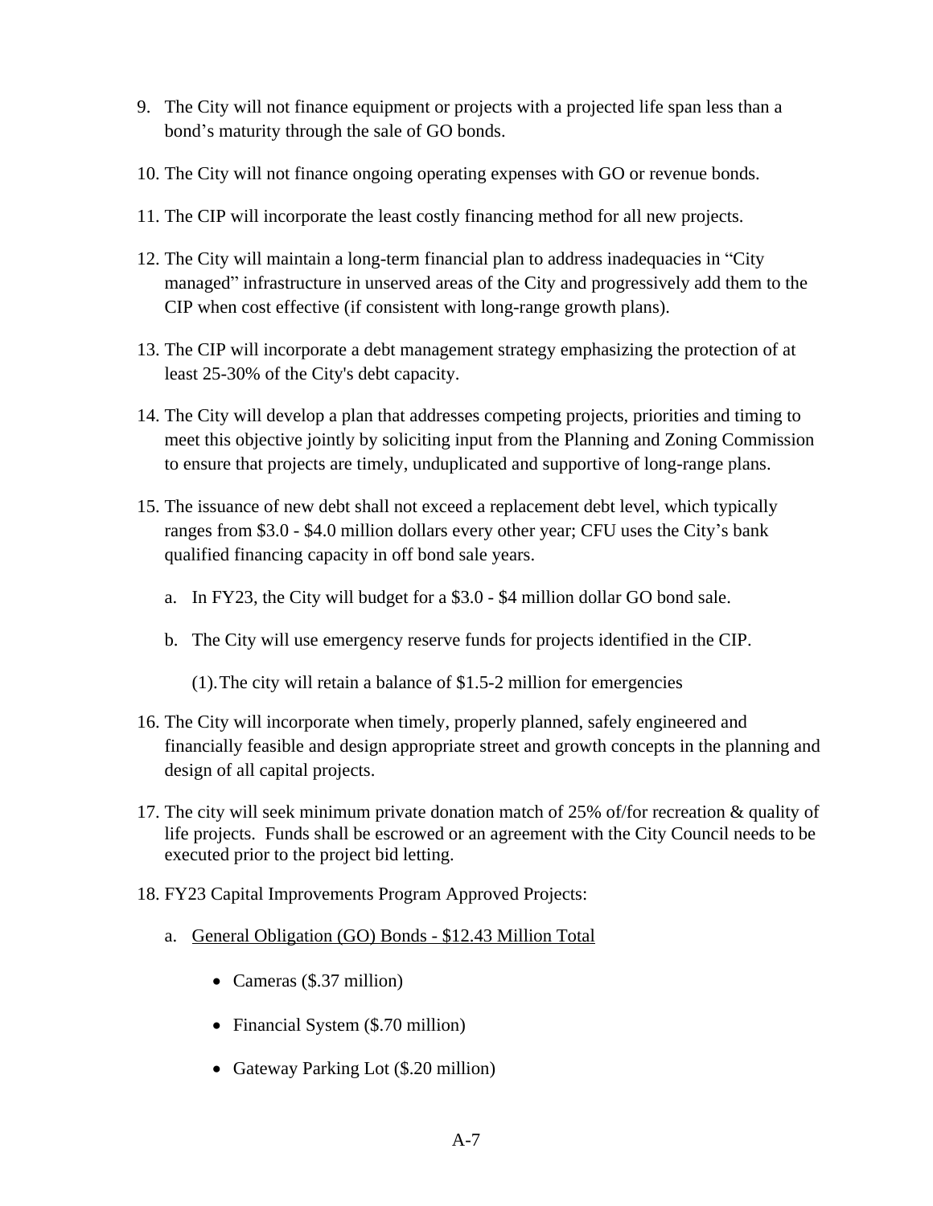9. The City will not finance equipment or projects with a projected life span less than a bond's maturity through the sale of GO bonds.

10. The City will not finance ongoing operating expenses with GO or revenue bonds.

11. The CIP will incorporate the least costly financing method for all new projects.

12. The City will maintain a long-term financial plan to address inadequacies in "City managed" infrastructure in unserved areas of the City and progressively add them to the CIP when cost effective (if consistent with long-range growth plans).

13. The CIP will incorporate a debt management strategy emphasizing the protection of at least 25-30% of the City's debt capacity.

14. The City will develop a plan that addresses competing projects, priorities and timing to meet this objective jointly by soliciting input from the Planning and Zoning Commission to ensure that projects are timely, unduplicated and supportive of long-range plans.

15. The issuance of new debt shall not exceed a replacement debt level, which typically ranges from $3.0 - $4.0 million dollars every other year; CFU uses the City's bank qualified financing capacity in off bond sale years.

    a. In FY23, the City will budget for a $3.0 - $4 million dollar GO bond sale.

    b. The City will use emergency reserve funds for projects identified in the CIP.

       (1). The city will retain a balance of $1.5-2 million for emergencies

16. The City will incorporate when timely, properly planned, safely engineered and financially feasible and design appropriate street and growth concepts in the planning and design of all capital projects.

17. The city will seek minimum private donation match of 25% of/for recreation & quality of life projects. Funds shall be escrowed or an agreement with the City Council needs to be executed prior to the project bid letting.

18. FY23 Capital Improvements Program Approved Projects:

    a. General Obligation (GO) Bonds - $12.43 Million Total

       - Cameras ($.37 million)
       - Financial System ($.70 million)
       - Gateway Parking Lot ($.20 million)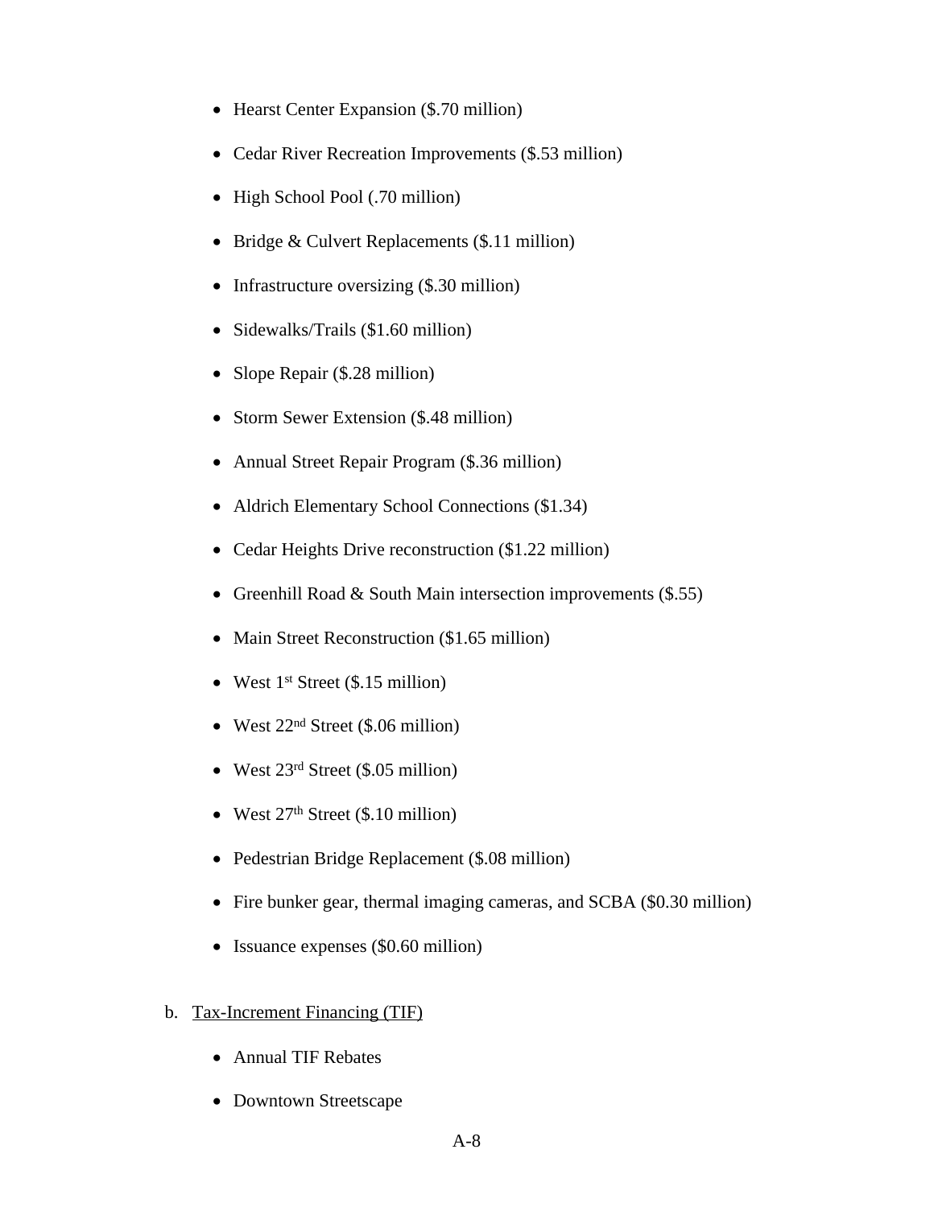- Hearst Center Expansion ($.70 million)
- Cedar River Recreation Improvements ($.53 million)
- High School Pool (.70 million)
- Bridge & Culvert Replacements ($.11 million)
- Infrastructure oversizing ($.30 million)
- Sidewalks/Trails ($1.60 million)
- Slope Repair ($.28 million)
- Storm Sewer Extension ($.48 million)
- Annual Street Repair Program ($.36 million)
- Aldrich Elementary School Connections ($1.34)
- Cedar Heights Drive reconstruction ($1.22 million)
- Greenhill Road & South Main intersection improvements ($.55)
- Main Street Reconstruction ($1.65 million)
- West 1st Street ($.15 million)
- West 22nd Street ($.06 million)
- West 23rd Street ($.05 million)
- West 27th Street ($.10 million)
- Pedestrian Bridge Replacement ($.08 million)
- Fire bunker gear, thermal imaging cameras, and SCBA ($0.30 million)
- Issuance expenses ($0.60 million)

b. Tax-Increment Financing (TIF)

- Annual TIF Rebates
- Downtown Streetscape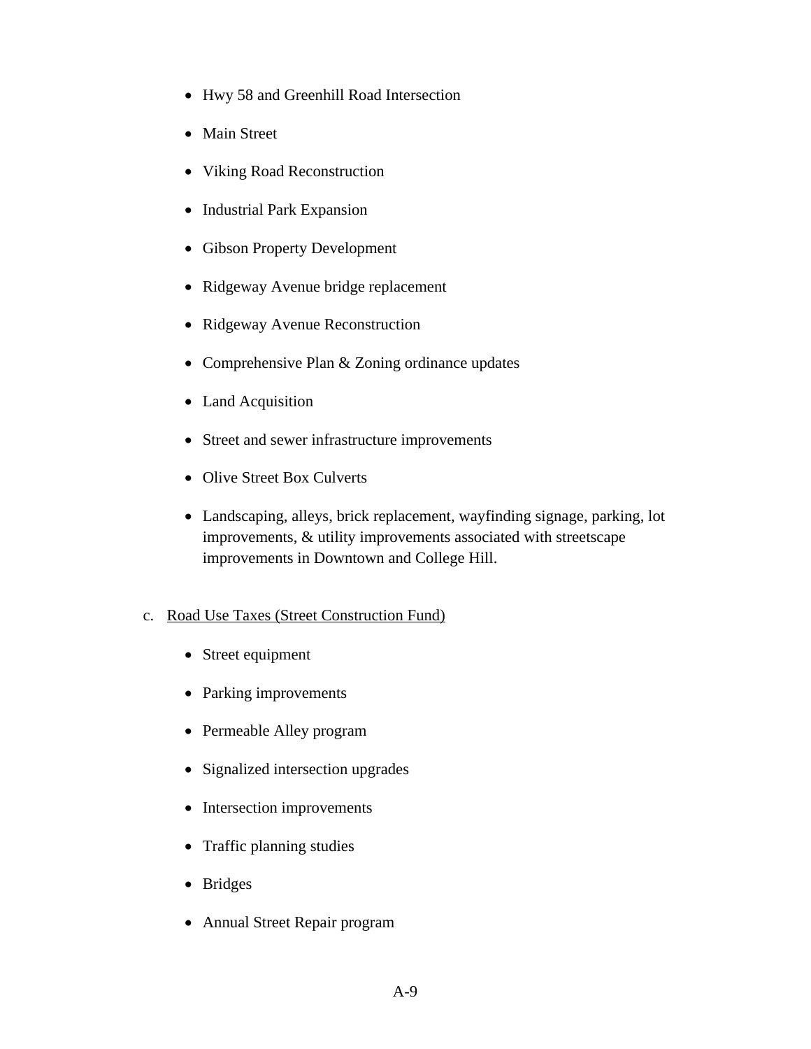- Hwy 58 and Greenhill Road Intersection
- Main Street
- Viking Road Reconstruction
- Industrial Park Expansion
- Gibson Property Development
- Ridgeway Avenue bridge replacement
- Ridgeway Avenue Reconstruction
- Comprehensive Plan & Zoning ordinance updates
- Land Acquisition
- Street and sewer infrastructure improvements
- Olive Street Box Culverts
- Landscaping, alleys, brick replacement, wayfinding signage, parking, lot improvements, & utility improvements associated with streetscape improvements in Downtown and College Hill.

c. Road Use Taxes (Street Construction Fund)

- Street equipment
- Parking improvements
- Permeable Alley program
- Signalized intersection upgrades
- Intersection improvements
- Traffic planning studies
- Bridges
- Annual Street Repair program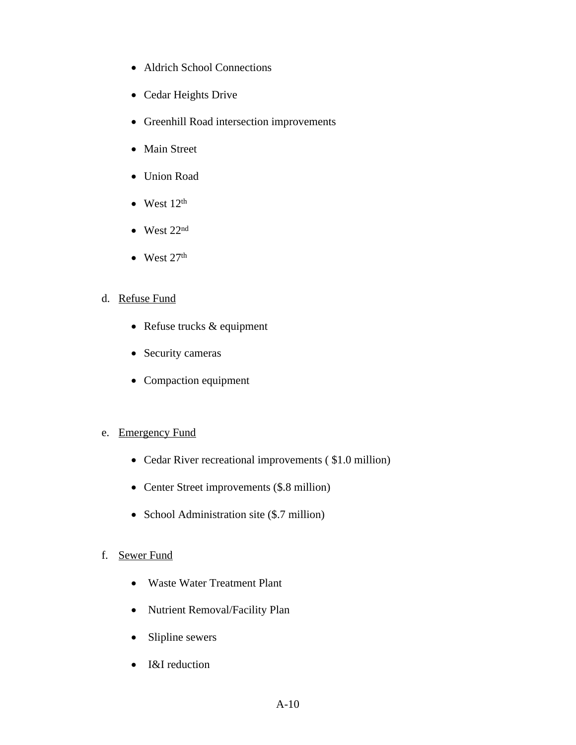- Aldrich School Connections
- Cedar Heights Drive
- Greenhill Road intersection improvements
- Main Street
- Union Road
- West $12^{th}$
- West $22^{nd}$
- West $27^{th}$

d. <u>Refuse Fund</u>

- Refuse trucks & equipment
- Security cameras
- Compaction equipment

e. <u>Emergency Fund</u>

- Cedar River recreational improvements ( $1.0 million)
- Center Street improvements ($.8 million)
- School Administration site ($.7 million)

f. <u>Sewer Fund</u>

- Waste Water Treatment Plant
- Nutrient Removal/Facility Plan
- Slipline sewers
- I&I reduction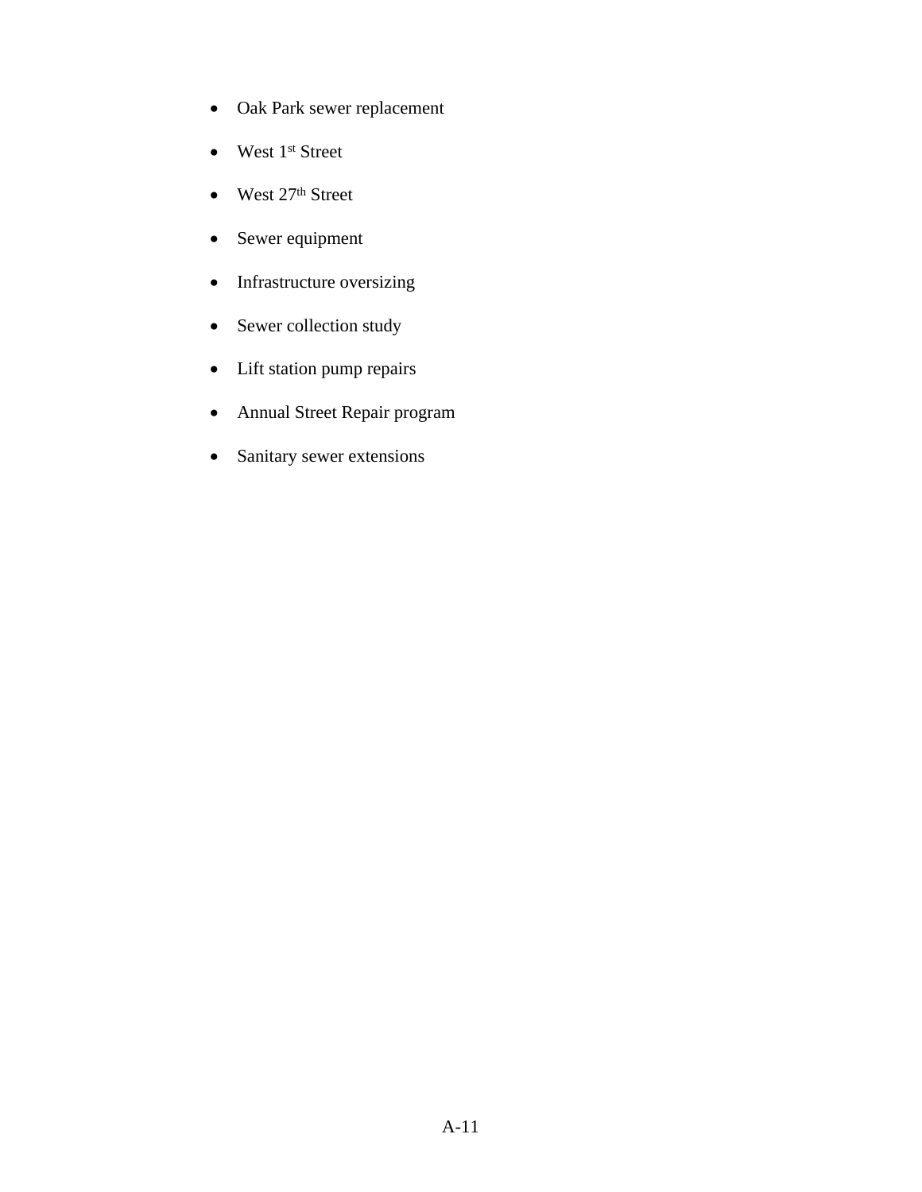- Oak Park sewer replacement
- West 1st Street
- West 27th Street
- Sewer equipment
- Infrastructure oversizing
- Sewer collection study
- Lift station pump repairs
- Annual Street Repair program
- Sanitary sewer extensions